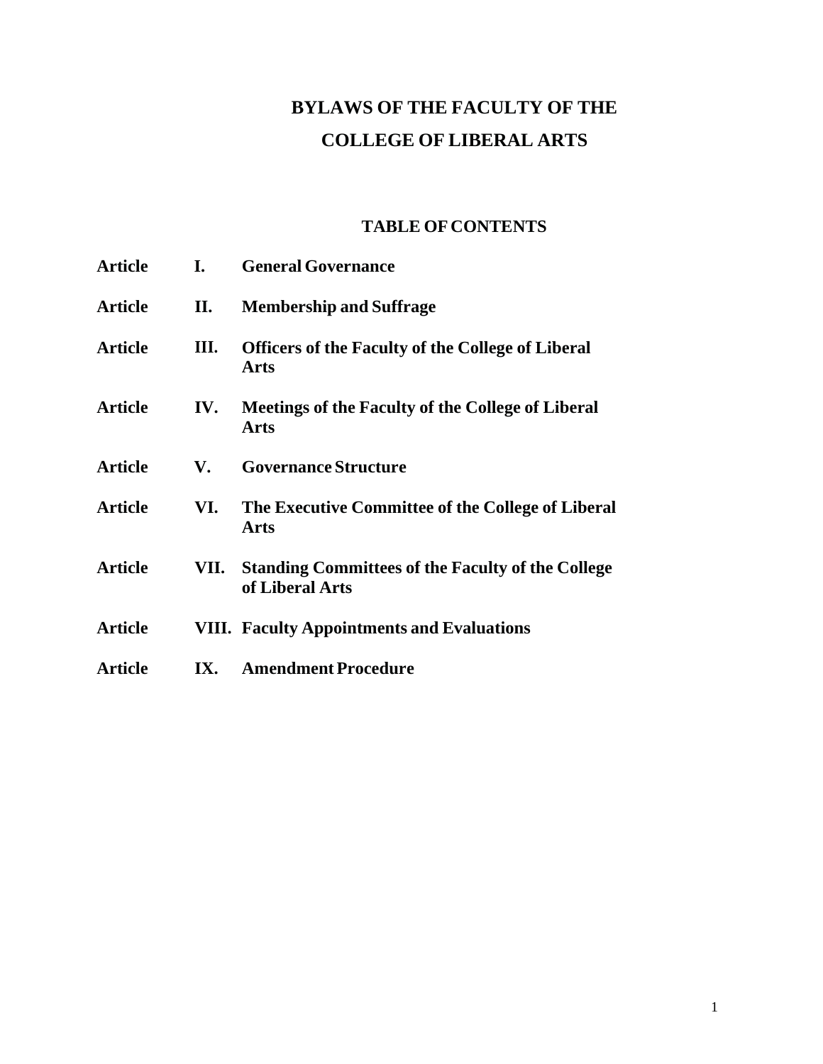# BYLAWS OF THE FACULTY OF THE COLLEGE OF LIBERAL ARTS

## TABLE OF CONTENTS

| | | |
|---|---|---|
| **Article** | **I.** | **General Governance** |
| **Article** | **II.** | **Membership and Suffrage** |
| **Article** | **III.** | **Officers of the Faculty of the College of Liberal Arts** |
| **Article** | **IV.** | **Meetings of the Faculty of the College of Liberal Arts** |
| **Article** | **V.** | **Governance Structure** |
| **Article** | **VI.** | **The Executive Committee of the College of Liberal Arts** |
| **Article** | **VII.** | **Standing Committees of the Faculty of the College of Liberal Arts** |
| **Article** | **VIII.** | **Faculty Appointments and Evaluations** |
| **Article** | **IX.** | **Amendment Procedure** |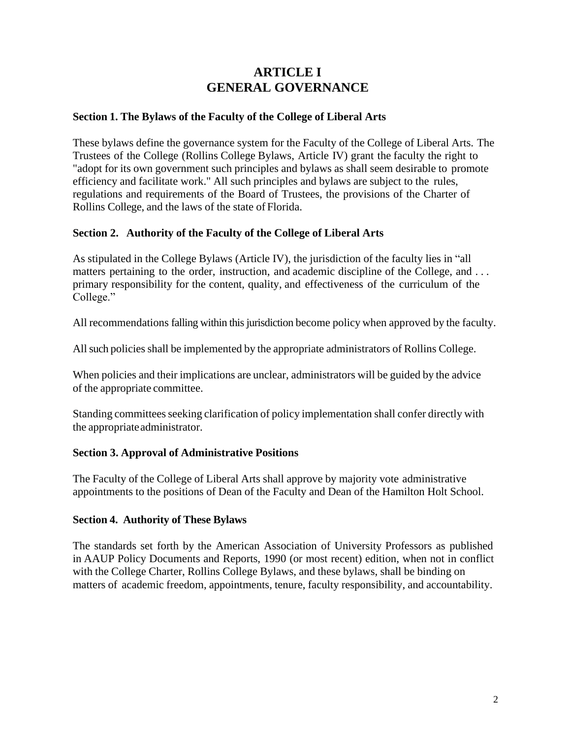# ARTICLE I
# GENERAL GOVERNANCE

### Section 1. The Bylaws of the Faculty of the College of Liberal Arts

These bylaws define the governance system for the Faculty of the College of Liberal Arts. The Trustees of the College (Rollins College Bylaws, Article IV) grant the faculty the right to "adopt for its own government such principles and bylaws as shall seem desirable to promote efficiency and facilitate work." All such principles and bylaws are subject to the rules, regulations and requirements of the Board of Trustees, the provisions of the Charter of Rollins College, and the laws of the state of Florida.

### Section 2. Authority of the Faculty of the College of Liberal Arts

As stipulated in the College Bylaws (Article IV), the jurisdiction of the faculty lies in "all matters pertaining to the order, instruction, and academic discipline of the College, and . . . primary responsibility for the content, quality, and effectiveness of the curriculum of the College."

All recommendations falling within this jurisdiction become policy when approved by the faculty.

All such policies shall be implemented by the appropriate administrators of Rollins College.

When policies and their implications are unclear, administrators will be guided by the advice of the appropriate committee.

Standing committees seeking clarification of policy implementation shall confer directly with the appropriate administrator.

### Section 3. Approval of Administrative Positions

The Faculty of the College of Liberal Arts shall approve by majority vote administrative appointments to the positions of Dean of the Faculty and Dean of the Hamilton Holt School.

### Section 4. Authority of These Bylaws

The standards set forth by the American Association of University Professors as published in AAUP Policy Documents and Reports, 1990 (or most recent) edition, when not in conflict with the College Charter, Rollins College Bylaws, and these bylaws, shall be binding on matters of academic freedom, appointments, tenure, faculty responsibility, and accountability.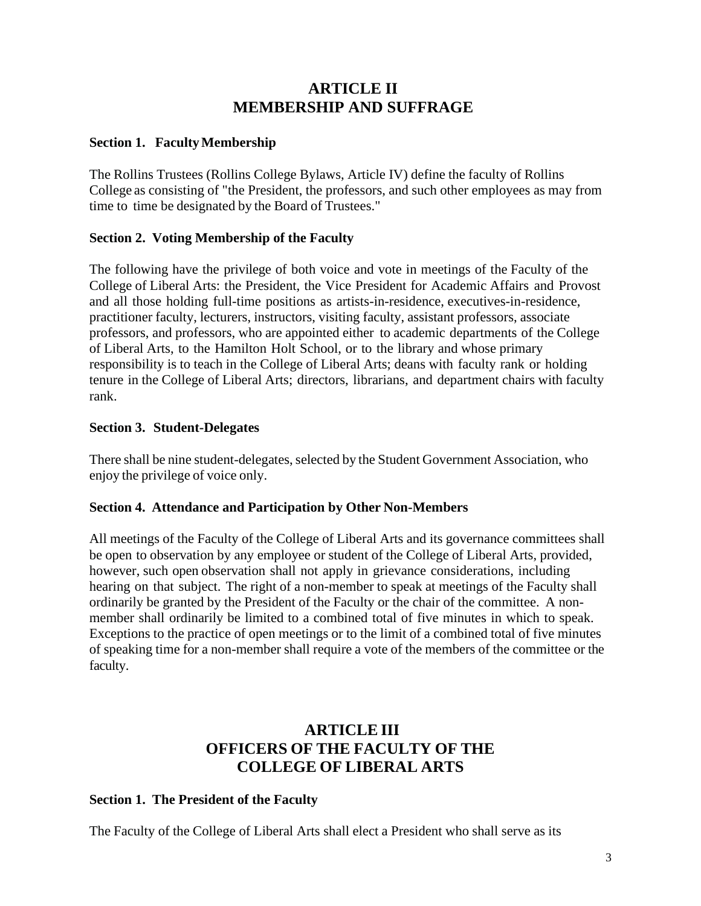## ARTICLE II
## MEMBERSHIP AND SUFFRAGE

### Section 1. Faculty Membership

The Rollins Trustees (Rollins College Bylaws, Article IV) define the faculty of Rollins College as consisting of "the President, the professors, and such other employees as may from time to time be designated by the Board of Trustees."

### Section 2. Voting Membership of the Faculty

The following have the privilege of both voice and vote in meetings of the Faculty of the College of Liberal Arts: the President, the Vice President for Academic Affairs and Provost and all those holding full-time positions as artists-in-residence, executives-in-residence, practitioner faculty, lecturers, instructors, visiting faculty, assistant professors, associate professors, and professors, who are appointed either to academic departments of the College of Liberal Arts, to the Hamilton Holt School, or to the library and whose primary responsibility is to teach in the College of Liberal Arts; deans with faculty rank or holding tenure in the College of Liberal Arts; directors, librarians, and department chairs with faculty rank.

### Section 3. Student-Delegates

There shall be nine student-delegates, selected by the Student Government Association, who enjoy the privilege of voice only.

### Section 4. Attendance and Participation by Other Non-Members

All meetings of the Faculty of the College of Liberal Arts and its governance committees shall be open to observation by any employee or student of the College of Liberal Arts, provided, however, such open observation shall not apply in grievance considerations, including hearing on that subject. The right of a non-member to speak at meetings of the Faculty shall ordinarily be granted by the President of the Faculty or the chair of the committee. A non-member shall ordinarily be limited to a combined total of five minutes in which to speak. Exceptions to the practice of open meetings or to the limit of a combined total of five minutes of speaking time for a non-member shall require a vote of the members of the committee or the faculty.

## ARTICLE III
## OFFICERS OF THE FACULTY OF THE COLLEGE OF LIBERAL ARTS

### Section 1. The President of the Faculty

The Faculty of the College of Liberal Arts shall elect a President who shall serve as its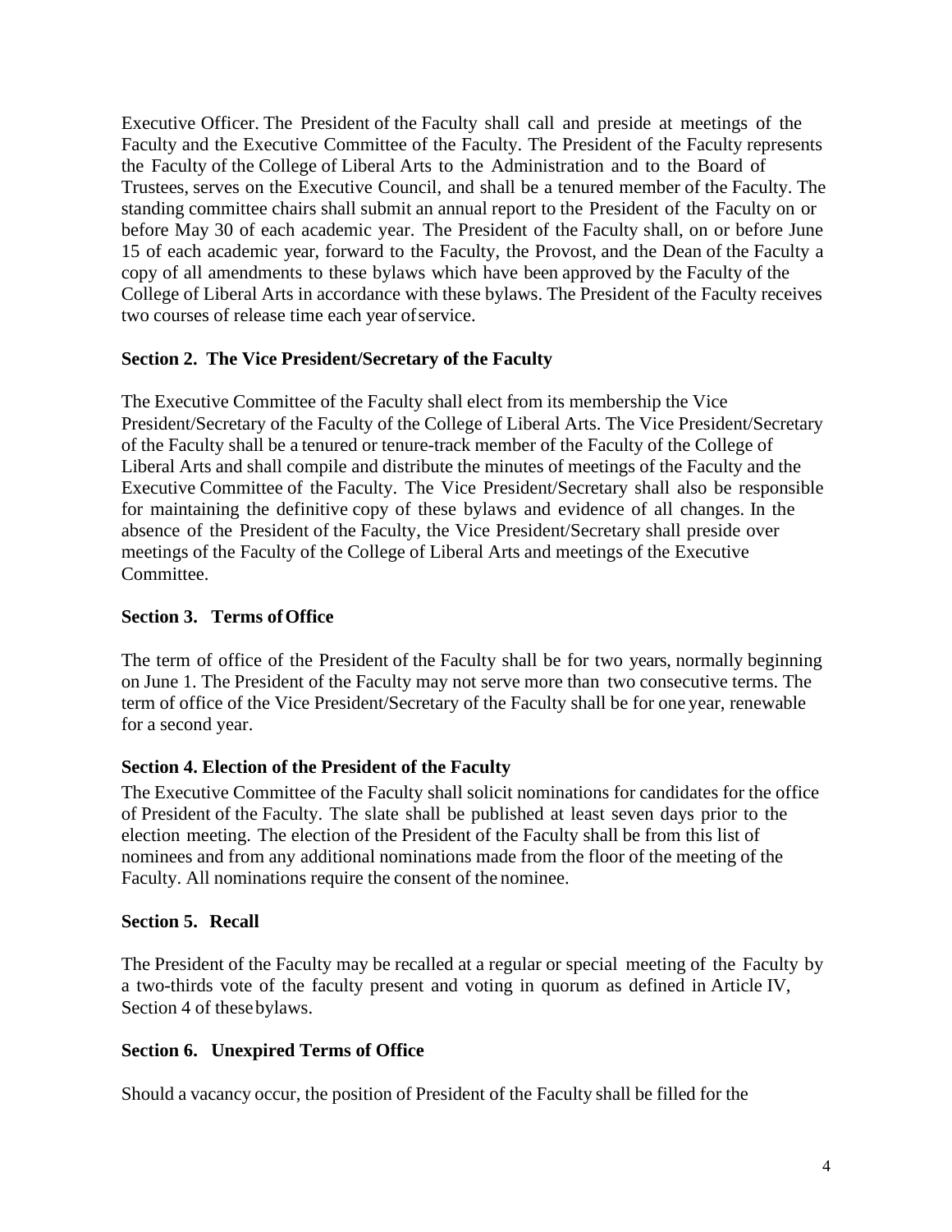Executive Officer. The President of the Faculty shall call and preside at meetings of the Faculty and the Executive Committee of the Faculty. The President of the Faculty represents the Faculty of the College of Liberal Arts to the Administration and to the Board of Trustees, serves on the Executive Council, and shall be a tenured member of the Faculty. The standing committee chairs shall submit an annual report to the President of the Faculty on or before May 30 of each academic year. The President of the Faculty shall, on or before June 15 of each academic year, forward to the Faculty, the Provost, and the Dean of the Faculty a copy of all amendments to these bylaws which have been approved by the Faculty of the College of Liberal Arts in accordance with these bylaws. The President of the Faculty receives two courses of release time each year of service.

**Section 2. The Vice President/Secretary of the Faculty**

The Executive Committee of the Faculty shall elect from its membership the Vice President/Secretary of the Faculty of the College of Liberal Arts. The Vice President/Secretary of the Faculty shall be a tenured or tenure-track member of the Faculty of the College of Liberal Arts and shall compile and distribute the minutes of meetings of the Faculty and the Executive Committee of the Faculty. The Vice President/Secretary shall also be responsible for maintaining the definitive copy of these bylaws and evidence of all changes. In the absence of the President of the Faculty, the Vice President/Secretary shall preside over meetings of the Faculty of the College of Liberal Arts and meetings of the Executive Committee.

**Section 3. Terms of Office**

The term of office of the President of the Faculty shall be for two years, normally beginning on June 1. The President of the Faculty may not serve more than two consecutive terms. The term of office of the Vice President/Secretary of the Faculty shall be for one year, renewable for a second year.

**Section 4. Election of the President of the Faculty**

The Executive Committee of the Faculty shall solicit nominations for candidates for the office of President of the Faculty. The slate shall be published at least seven days prior to the election meeting. The election of the President of the Faculty shall be from this list of nominees and from any additional nominations made from the floor of the meeting of the Faculty. All nominations require the consent of the nominee.

**Section 5. Recall**

The President of the Faculty may be recalled at a regular or special meeting of the Faculty by a two-thirds vote of the faculty present and voting in quorum as defined in Article IV, Section 4 of these bylaws.

**Section 6. Unexpired Terms of Office**

Should a vacancy occur, the position of President of the Faculty shall be filled for the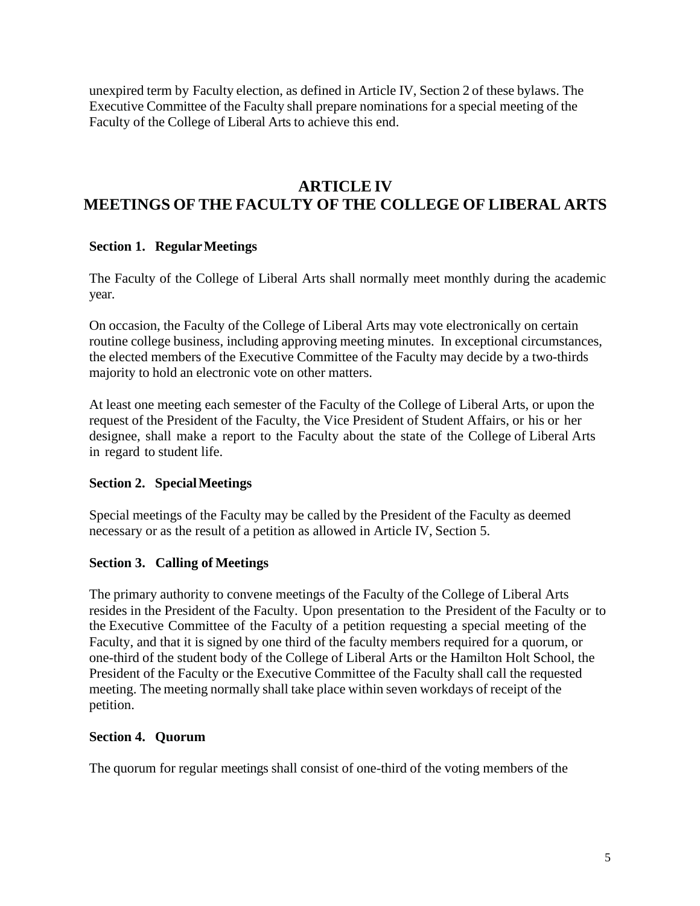unexpired term by Faculty election, as defined in Article IV, Section 2 of these bylaws. The Executive Committee of the Faculty shall prepare nominations for a special meeting of the Faculty of the College of Liberal Arts to achieve this end.

## ARTICLE IV
## MEETINGS OF THE FACULTY OF THE COLLEGE OF LIBERAL ARTS

### Section 1. Regular Meetings

The Faculty of the College of Liberal Arts shall normally meet monthly during the academic year.

On occasion, the Faculty of the College of Liberal Arts may vote electronically on certain routine college business, including approving meeting minutes. In exceptional circumstances, the elected members of the Executive Committee of the Faculty may decide by a two-thirds majority to hold an electronic vote on other matters.

At least one meeting each semester of the Faculty of the College of Liberal Arts, or upon the request of the President of the Faculty, the Vice President of Student Affairs, or his or her designee, shall make a report to the Faculty about the state of the College of Liberal Arts in regard to student life.

### Section 2. Special Meetings

Special meetings of the Faculty may be called by the President of the Faculty as deemed necessary or as the result of a petition as allowed in Article IV, Section 5.

### Section 3. Calling of Meetings

The primary authority to convene meetings of the Faculty of the College of Liberal Arts resides in the President of the Faculty. Upon presentation to the President of the Faculty or to the Executive Committee of the Faculty of a petition requesting a special meeting of the Faculty, and that it is signed by one third of the faculty members required for a quorum, or one-third of the student body of the College of Liberal Arts or the Hamilton Holt School, the President of the Faculty or the Executive Committee of the Faculty shall call the requested meeting. The meeting normally shall take place within seven workdays of receipt of the petition.

### Section 4. Quorum

The quorum for regular meetings shall consist of one-third of the voting members of the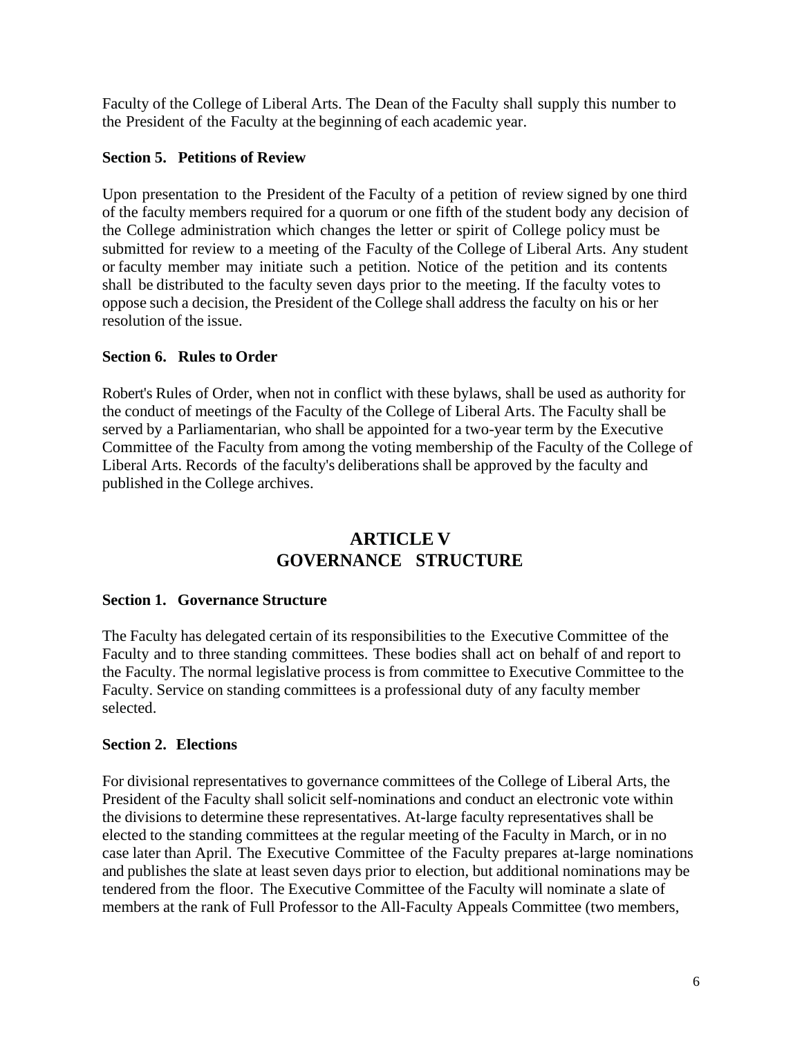Faculty of the College of Liberal Arts. The Dean of the Faculty shall supply this number to the President of the Faculty at the beginning of each academic year.

### Section 5. Petitions of Review

Upon presentation to the President of the Faculty of a petition of review signed by one third of the faculty members required for a quorum or one fifth of the student body any decision of the College administration which changes the letter or spirit of College policy must be submitted for review to a meeting of the Faculty of the College of Liberal Arts. Any student or faculty member may initiate such a petition. Notice of the petition and its contents shall be distributed to the faculty seven days prior to the meeting. If the faculty votes to oppose such a decision, the President of the College shall address the faculty on his or her resolution of the issue.

### Section 6. Rules to Order

Robert's Rules of Order, when not in conflict with these bylaws, shall be used as authority for the conduct of meetings of the Faculty of the College of Liberal Arts. The Faculty shall be served by a Parliamentarian, who shall be appointed for a two-year term by the Executive Committee of the Faculty from among the voting membership of the Faculty of the College of Liberal Arts. Records of the faculty's deliberations shall be approved by the faculty and published in the College archives.

## ARTICLE V
## GOVERNANCE STRUCTURE

### Section 1. Governance Structure

The Faculty has delegated certain of its responsibilities to the Executive Committee of the Faculty and to three standing committees. These bodies shall act on behalf of and report to the Faculty. The normal legislative process is from committee to Executive Committee to the Faculty. Service on standing committees is a professional duty of any faculty member selected.

### Section 2. Elections

For divisional representatives to governance committees of the College of Liberal Arts, the President of the Faculty shall solicit self-nominations and conduct an electronic vote within the divisions to determine these representatives. At-large faculty representatives shall be elected to the standing committees at the regular meeting of the Faculty in March, or in no case later than April. The Executive Committee of the Faculty prepares at-large nominations and publishes the slate at least seven days prior to election, but additional nominations may be tendered from the floor. The Executive Committee of the Faculty will nominate a slate of members at the rank of Full Professor to the All-Faculty Appeals Committee (two members,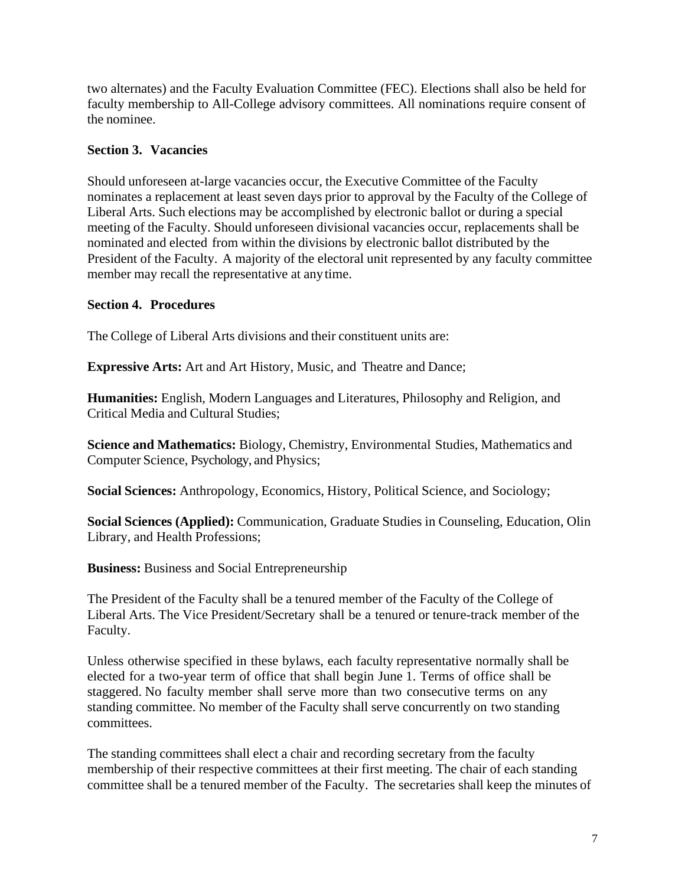two alternates) and the Faculty Evaluation Committee (FEC). Elections shall also be held for faculty membership to All-College advisory committees. All nominations require consent of the nominee.

### Section 3. Vacancies

Should unforeseen at-large vacancies occur, the Executive Committee of the Faculty nominates a replacement at least seven days prior to approval by the Faculty of the College of Liberal Arts. Such elections may be accomplished by electronic ballot or during a special meeting of the Faculty. Should unforeseen divisional vacancies occur, replacements shall be nominated and elected from within the divisions by electronic ballot distributed by the President of the Faculty. A majority of the electoral unit represented by any faculty committee member may recall the representative at any time.

### Section 4. Procedures

The College of Liberal Arts divisions and their constituent units are:

**Expressive Arts:** Art and Art History, Music, and Theatre and Dance;

**Humanities:** English, Modern Languages and Literatures, Philosophy and Religion, and Critical Media and Cultural Studies;

**Science and Mathematics:** Biology, Chemistry, Environmental Studies, Mathematics and Computer Science, Psychology, and Physics;

**Social Sciences:** Anthropology, Economics, History, Political Science, and Sociology;

**Social Sciences (Applied):** Communication, Graduate Studies in Counseling, Education, Olin Library, and Health Professions;

**Business:** Business and Social Entrepreneurship

The President of the Faculty shall be a tenured member of the Faculty of the College of Liberal Arts. The Vice President/Secretary shall be a tenured or tenure-track member of the Faculty.

Unless otherwise specified in these bylaws, each faculty representative normally shall be elected for a two-year term of office that shall begin June 1. Terms of office shall be staggered. No faculty member shall serve more than two consecutive terms on any standing committee. No member of the Faculty shall serve concurrently on two standing committees.

The standing committees shall elect a chair and recording secretary from the faculty membership of their respective committees at their first meeting. The chair of each standing committee shall be a tenured member of the Faculty. The secretaries shall keep the minutes of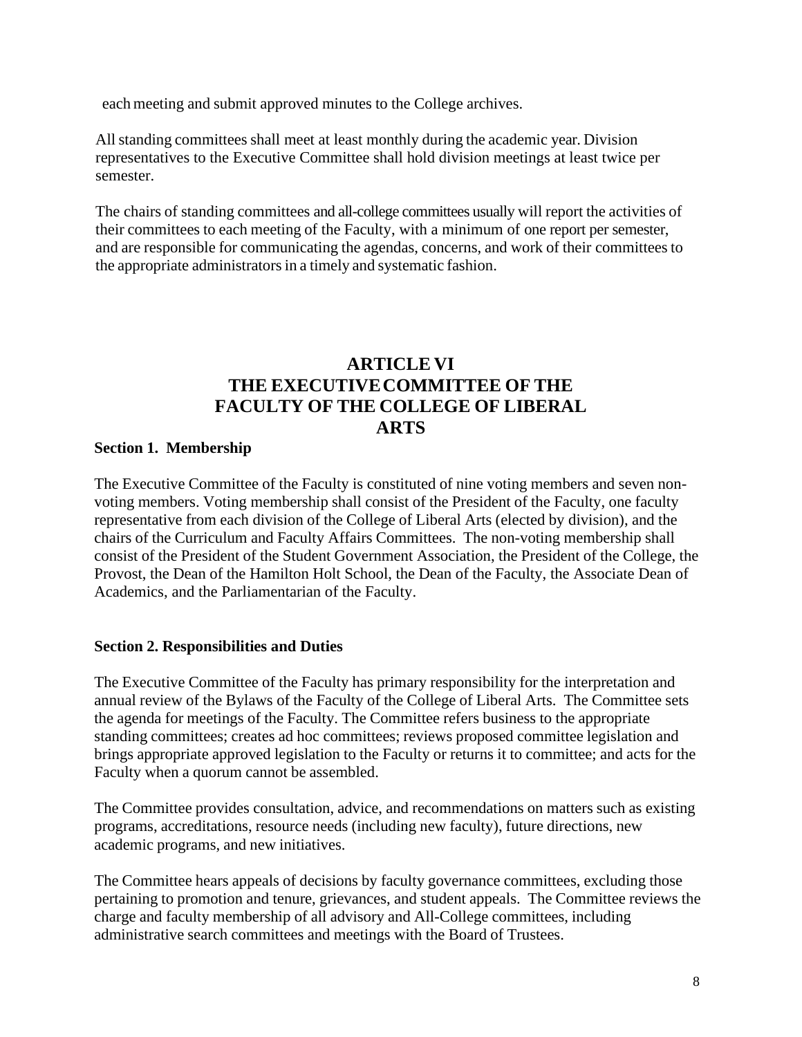each meeting and submit approved minutes to the College archives.

All standing committees shall meet at least monthly during the academic year. Division representatives to the Executive Committee shall hold division meetings at least twice per semester.

The chairs of standing committees and all-college committees usually will report the activities of their committees to each meeting of the Faculty, with a minimum of one report per semester, and are responsible for communicating the agendas, concerns, and work of their committees to the appropriate administrators in a timely and systematic fashion.

## ARTICLE VI
## THE EXECUTIVE COMMITTEE OF THE FACULTY OF THE COLLEGE OF LIBERAL ARTS

### Section 1. Membership

The Executive Committee of the Faculty is constituted of nine voting members and seven non-voting members. Voting membership shall consist of the President of the Faculty, one faculty representative from each division of the College of Liberal Arts (elected by division), and the chairs of the Curriculum and Faculty Affairs Committees. The non-voting membership shall consist of the President of the Student Government Association, the President of the College, the Provost, the Dean of the Hamilton Holt School, the Dean of the Faculty, the Associate Dean of Academics, and the Parliamentarian of the Faculty.

### Section 2. Responsibilities and Duties

The Executive Committee of the Faculty has primary responsibility for the interpretation and annual review of the Bylaws of the Faculty of the College of Liberal Arts. The Committee sets the agenda for meetings of the Faculty. The Committee refers business to the appropriate standing committees; creates ad hoc committees; reviews proposed committee legislation and brings appropriate approved legislation to the Faculty or returns it to committee; and acts for the Faculty when a quorum cannot be assembled.

The Committee provides consultation, advice, and recommendations on matters such as existing programs, accreditations, resource needs (including new faculty), future directions, new academic programs, and new initiatives.

The Committee hears appeals of decisions by faculty governance committees, excluding those pertaining to promotion and tenure, grievances, and student appeals. The Committee reviews the charge and faculty membership of all advisory and All-College committees, including administrative search committees and meetings with the Board of Trustees.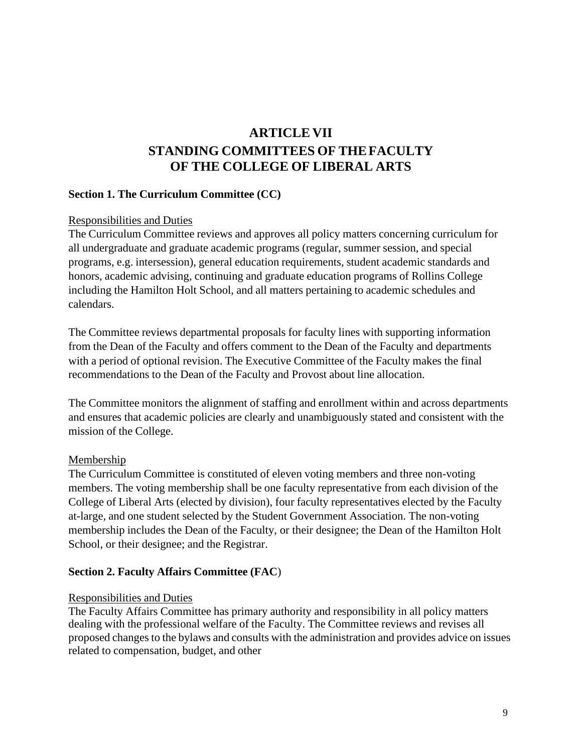# ARTICLE VII
# STANDING COMMITTEES OF THE FACULTY OF THE COLLEGE OF LIBERAL ARTS

### Section 1. The Curriculum Committee (CC)

<u>Responsibilities and Duties</u>

The Curriculum Committee reviews and approves all policy matters concerning curriculum for all undergraduate and graduate academic programs (regular, summer session, and special programs, e.g. intersession), general education requirements, student academic standards and honors, academic advising, continuing and graduate education programs of Rollins College including the Hamilton Holt School, and all matters pertaining to academic schedules and calendars.

The Committee reviews departmental proposals for faculty lines with supporting information from the Dean of the Faculty and offers comment to the Dean of the Faculty and departments with a period of optional revision. The Executive Committee of the Faculty makes the final recommendations to the Dean of the Faculty and Provost about line allocation.

The Committee monitors the alignment of staffing and enrollment within and across departments and ensures that academic policies are clearly and unambiguously stated and consistent with the mission of the College.

<u>Membership</u>

The Curriculum Committee is constituted of eleven voting members and three non-voting members. The voting membership shall be one faculty representative from each division of the College of Liberal Arts (elected by division), four faculty representatives elected by the Faculty at-large, and one student selected by the Student Government Association. The non-voting membership includes the Dean of the Faculty, or their designee; the Dean of the Hamilton Holt School, or their designee; and the Registrar.

### Section 2. Faculty Affairs Committee (FAC)

<u>Responsibilities and Duties</u>

The Faculty Affairs Committee has primary authority and responsibility in all policy matters dealing with the professional welfare of the Faculty. The Committee reviews and revises all proposed changes to the bylaws and consults with the administration and provides advice on issues related to compensation, budget, and other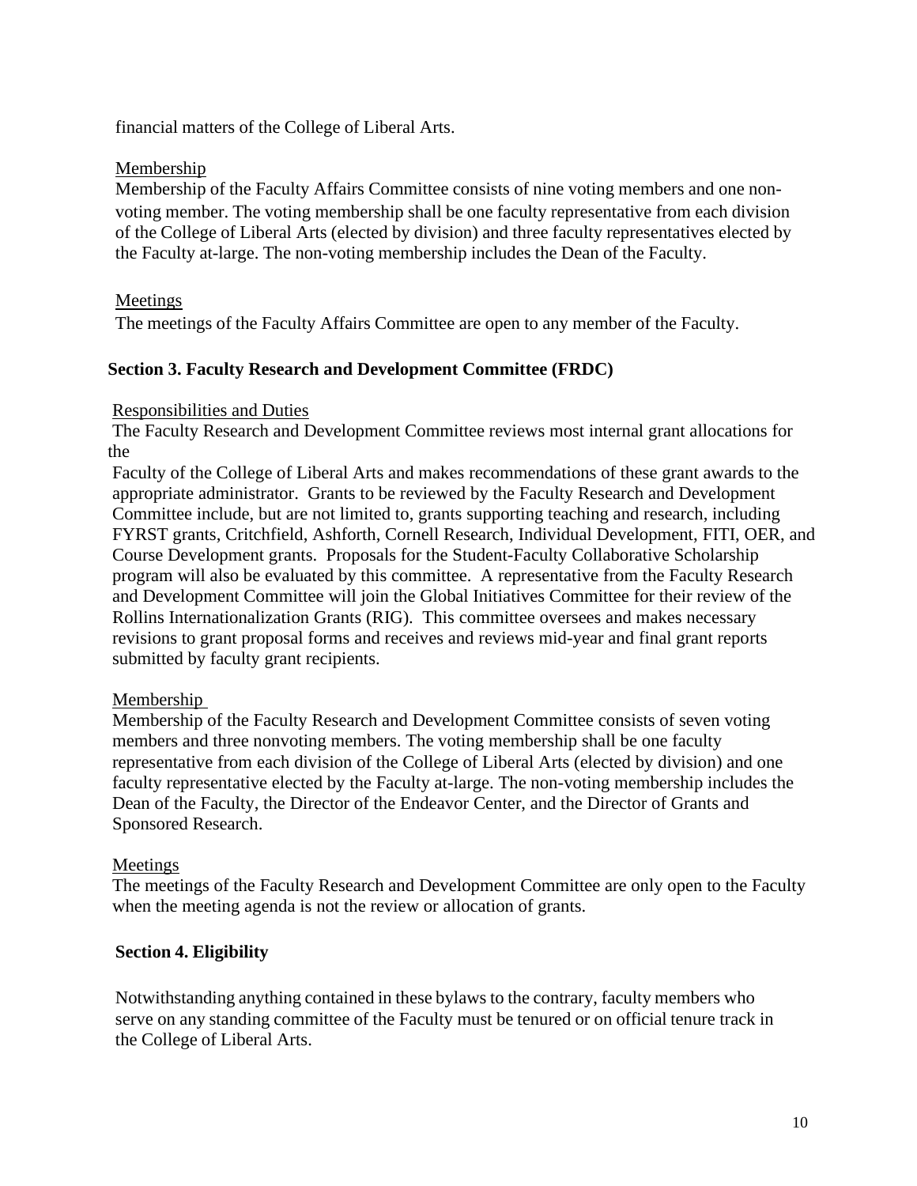financial matters of the College of Liberal Arts.

Membership

Membership of the Faculty Affairs Committee consists of nine voting members and one non-voting member. The voting membership shall be one faculty representative from each division of the College of Liberal Arts (elected by division) and three faculty representatives elected by the Faculty at-large. The non-voting membership includes the Dean of the Faculty.

Meetings

The meetings of the Faculty Affairs Committee are open to any member of the Faculty.

### Section 3. Faculty Research and Development Committee (FRDC)

Responsibilities and Duties

The Faculty Research and Development Committee reviews most internal grant allocations for the Faculty of the College of Liberal Arts and makes recommendations of these grant awards to the appropriate administrator. Grants to be reviewed by the Faculty Research and Development Committee include, but are not limited to, grants supporting teaching and research, including FYRST grants, Critchfield, Ashforth, Cornell Research, Individual Development, FITI, OER, and Course Development grants. Proposals for the Student-Faculty Collaborative Scholarship program will also be evaluated by this committee. A representative from the Faculty Research and Development Committee will join the Global Initiatives Committee for their review of the Rollins Internationalization Grants (RIG). This committee oversees and makes necessary revisions to grant proposal forms and receives and reviews mid-year and final grant reports submitted by faculty grant recipients.

Membership

Membership of the Faculty Research and Development Committee consists of seven voting members and three nonvoting members. The voting membership shall be one faculty representative from each division of the College of Liberal Arts (elected by division) and one faculty representative elected by the Faculty at-large. The non-voting membership includes the Dean of the Faculty, the Director of the Endeavor Center, and the Director of Grants and Sponsored Research.

Meetings

The meetings of the Faculty Research and Development Committee are only open to the Faculty when the meeting agenda is not the review or allocation of grants.

### Section 4. Eligibility

Notwithstanding anything contained in these bylaws to the contrary, faculty members who serve on any standing committee of the Faculty must be tenured or on official tenure track in the College of Liberal Arts.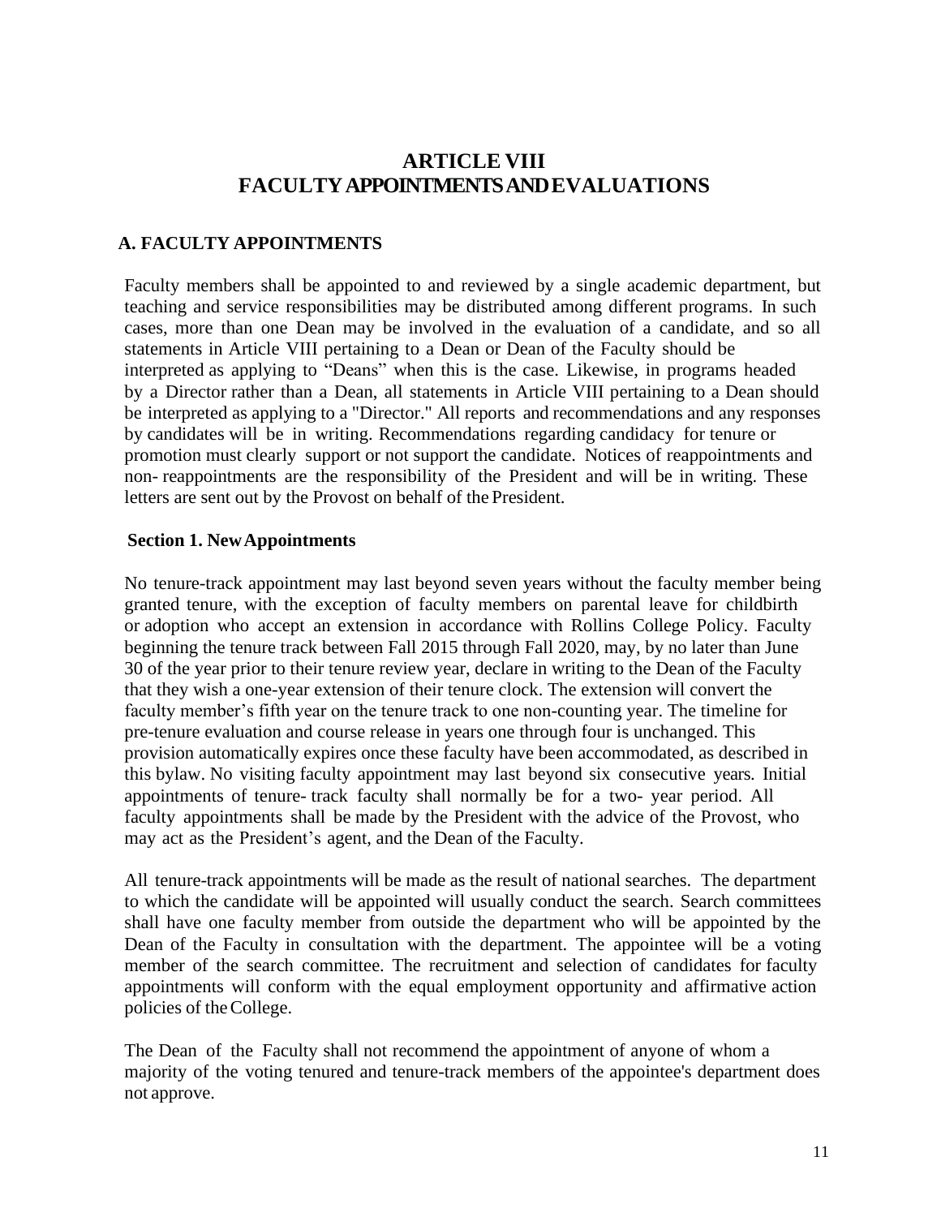# ARTICLE VIII
# FACULTY APPOINTMENTS AND EVALUATIONS

## A. FACULTY APPOINTMENTS

Faculty members shall be appointed to and reviewed by a single academic department, but teaching and service responsibilities may be distributed among different programs. In such cases, more than one Dean may be involved in the evaluation of a candidate, and so all statements in Article VIII pertaining to a Dean or Dean of the Faculty should be interpreted as applying to "Deans" when this is the case. Likewise, in programs headed by a Director rather than a Dean, all statements in Article VIII pertaining to a Dean should be interpreted as applying to a "Director." All reports and recommendations and any responses by candidates will be in writing. Recommendations regarding candidacy for tenure or promotion must clearly support or not support the candidate. Notices of reappointments and non- reappointments are the responsibility of the President and will be in writing. These letters are sent out by the Provost on behalf of the President.

### Section 1. New Appointments

No tenure-track appointment may last beyond seven years without the faculty member being granted tenure, with the exception of faculty members on parental leave for childbirth or adoption who accept an extension in accordance with Rollins College Policy. Faculty beginning the tenure track between Fall 2015 through Fall 2020, may, by no later than June 30 of the year prior to their tenure review year, declare in writing to the Dean of the Faculty that they wish a one-year extension of their tenure clock. The extension will convert the faculty member's fifth year on the tenure track to one non-counting year. The timeline for pre-tenure evaluation and course release in years one through four is unchanged. This provision automatically expires once these faculty have been accommodated, as described in this bylaw. No visiting faculty appointment may last beyond six consecutive years. Initial appointments of tenure- track faculty shall normally be for a two- year period. All faculty appointments shall be made by the President with the advice of the Provost, who may act as the President's agent, and the Dean of the Faculty.

All tenure-track appointments will be made as the result of national searches. The department to which the candidate will be appointed will usually conduct the search. Search committees shall have one faculty member from outside the department who will be appointed by the Dean of the Faculty in consultation with the department. The appointee will be a voting member of the search committee. The recruitment and selection of candidates for faculty appointments will conform with the equal employment opportunity and affirmative action policies of the College.

The Dean of the Faculty shall not recommend the appointment of anyone of whom a majority of the voting tenured and tenure-track members of the appointee's department does not approve.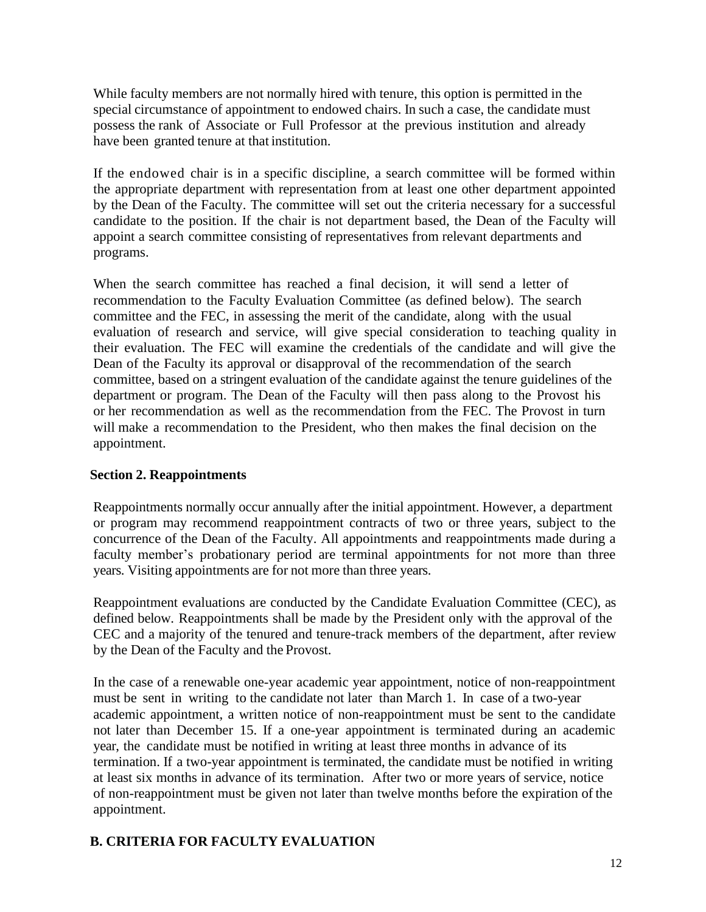While faculty members are not normally hired with tenure, this option is permitted in the special circumstance of appointment to endowed chairs. In such a case, the candidate must possess the rank of Associate or Full Professor at the previous institution and already have been granted tenure at that institution.

If the endowed chair is in a specific discipline, a search committee will be formed within the appropriate department with representation from at least one other department appointed by the Dean of the Faculty. The committee will set out the criteria necessary for a successful candidate to the position. If the chair is not department based, the Dean of the Faculty will appoint a search committee consisting of representatives from relevant departments and programs.

When the search committee has reached a final decision, it will send a letter of recommendation to the Faculty Evaluation Committee (as defined below). The search committee and the FEC, in assessing the merit of the candidate, along with the usual evaluation of research and service, will give special consideration to teaching quality in their evaluation. The FEC will examine the credentials of the candidate and will give the Dean of the Faculty its approval or disapproval of the recommendation of the search committee, based on a stringent evaluation of the candidate against the tenure guidelines of the department or program. The Dean of the Faculty will then pass along to the Provost his or her recommendation as well as the recommendation from the FEC. The Provost in turn will make a recommendation to the President, who then makes the final decision on the appointment.

### Section 2. Reappointments

Reappointments normally occur annually after the initial appointment. However, a department or program may recommend reappointment contracts of two or three years, subject to the concurrence of the Dean of the Faculty. All appointments and reappointments made during a faculty member's probationary period are terminal appointments for not more than three years. Visiting appointments are for not more than three years.

Reappointment evaluations are conducted by the Candidate Evaluation Committee (CEC), as defined below. Reappointments shall be made by the President only with the approval of the CEC and a majority of the tenured and tenure-track members of the department, after review by the Dean of the Faculty and the Provost.

In the case of a renewable one-year academic year appointment, notice of non-reappointment must be sent in writing to the candidate not later than March 1. In case of a two-year academic appointment, a written notice of non-reappointment must be sent to the candidate not later than December 15. If a one-year appointment is terminated during an academic year, the candidate must be notified in writing at least three months in advance of its termination. If a two-year appointment is terminated, the candidate must be notified in writing at least six months in advance of its termination. After two or more years of service, notice of non-reappointment must be given not later than twelve months before the expiration of the appointment.

## B. CRITERIA FOR FACULTY EVALUATION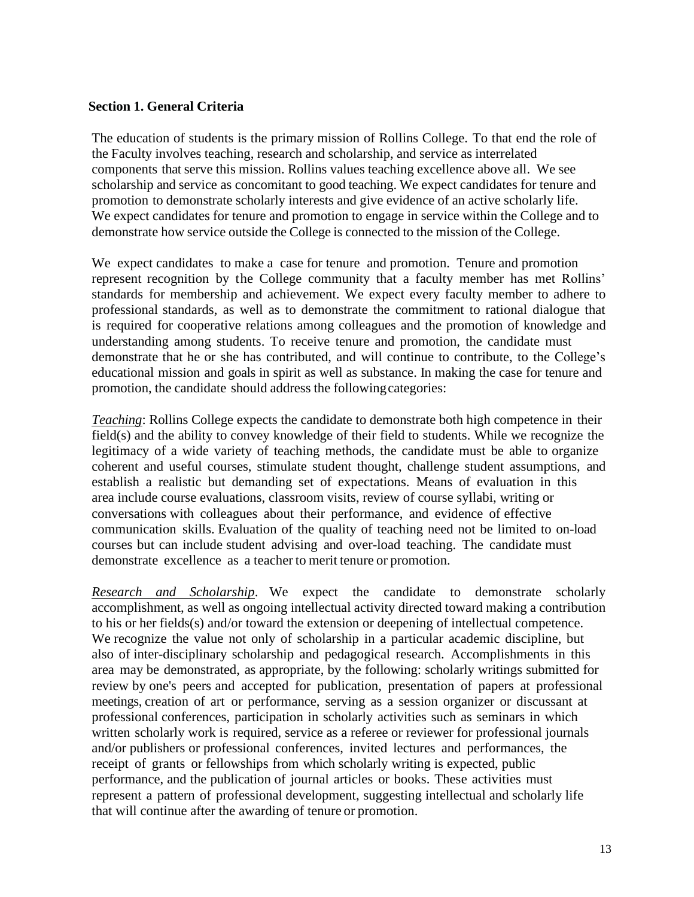**Section 1. General Criteria**

The education of students is the primary mission of Rollins College. To that end the role of the Faculty involves teaching, research and scholarship, and service as interrelated components that serve this mission. Rollins values teaching excellence above all. We see scholarship and service as concomitant to good teaching. We expect candidates for tenure and promotion to demonstrate scholarly interests and give evidence of an active scholarly life. We expect candidates for tenure and promotion to engage in service within the College and to demonstrate how service outside the College is connected to the mission of the College.

We expect candidates to make a case for tenure and promotion. Tenure and promotion represent recognition by the College community that a faculty member has met Rollins' standards for membership and achievement. We expect every faculty member to adhere to professional standards, as well as to demonstrate the commitment to rational dialogue that is required for cooperative relations among colleagues and the promotion of knowledge and understanding among students. To receive tenure and promotion, the candidate must demonstrate that he or she has contributed, and will continue to contribute, to the College's educational mission and goals in spirit as well as substance. In making the case for tenure and promotion, the candidate should address the following categories:

*Teaching*: Rollins College expects the candidate to demonstrate both high competence in their field(s) and the ability to convey knowledge of their field to students. While we recognize the legitimacy of a wide variety of teaching methods, the candidate must be able to organize coherent and useful courses, stimulate student thought, challenge student assumptions, and establish a realistic but demanding set of expectations. Means of evaluation in this area include course evaluations, classroom visits, review of course syllabi, writing or conversations with colleagues about their performance, and evidence of effective communication skills. Evaluation of the quality of teaching need not be limited to on-load courses but can include student advising and over-load teaching. The candidate must demonstrate excellence as a teacher to merit tenure or promotion.

*Research and Scholarship*. We expect the candidate to demonstrate scholarly accomplishment, as well as ongoing intellectual activity directed toward making a contribution to his or her fields(s) and/or toward the extension or deepening of intellectual competence. We recognize the value not only of scholarship in a particular academic discipline, but also of inter-disciplinary scholarship and pedagogical research. Accomplishments in this area may be demonstrated, as appropriate, by the following: scholarly writings submitted for review by one's peers and accepted for publication, presentation of papers at professional meetings, creation of art or performance, serving as a session organizer or discussant at professional conferences, participation in scholarly activities such as seminars in which written scholarly work is required, service as a referee or reviewer for professional journals and/or publishers or professional conferences, invited lectures and performances, the receipt of grants or fellowships from which scholarly writing is expected, public performance, and the publication of journal articles or books. These activities must represent a pattern of professional development, suggesting intellectual and scholarly life that will continue after the awarding of tenure or promotion.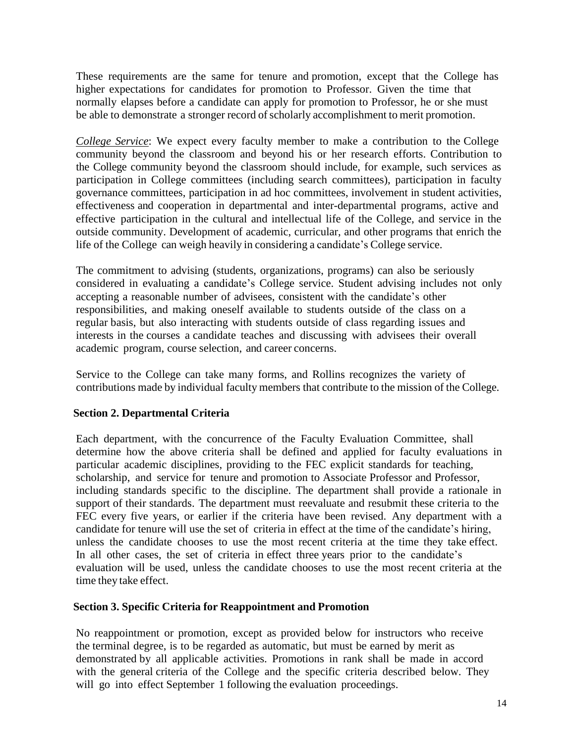These requirements are the same for tenure and promotion, except that the College has higher expectations for candidates for promotion to Professor. Given the time that normally elapses before a candidate can apply for promotion to Professor, he or she must be able to demonstrate a stronger record of scholarly accomplishment to merit promotion.

*College Service*: We expect every faculty member to make a contribution to the College community beyond the classroom and beyond his or her research efforts. Contribution to the College community beyond the classroom should include, for example, such services as participation in College committees (including search committees), participation in faculty governance committees, participation in ad hoc committees, involvement in student activities, effectiveness and cooperation in departmental and inter-departmental programs, active and effective participation in the cultural and intellectual life of the College, and service in the outside community. Development of academic, curricular, and other programs that enrich the life of the College can weigh heavily in considering a candidate's College service.

The commitment to advising (students, organizations, programs) can also be seriously considered in evaluating a candidate's College service. Student advising includes not only accepting a reasonable number of advisees, consistent with the candidate's other responsibilities, and making oneself available to students outside of the class on a regular basis, but also interacting with students outside of class regarding issues and interests in the courses a candidate teaches and discussing with advisees their overall academic program, course selection, and career concerns.

Service to the College can take many forms, and Rollins recognizes the variety of contributions made by individual faculty members that contribute to the mission of the College.

### Section 2. Departmental Criteria

Each department, with the concurrence of the Faculty Evaluation Committee, shall determine how the above criteria shall be defined and applied for faculty evaluations in particular academic disciplines, providing to the FEC explicit standards for teaching, scholarship, and service for tenure and promotion to Associate Professor and Professor, including standards specific to the discipline. The department shall provide a rationale in support of their standards. The department must reevaluate and resubmit these criteria to the FEC every five years, or earlier if the criteria have been revised. Any department with a candidate for tenure will use the set of criteria in effect at the time of the candidate's hiring, unless the candidate chooses to use the most recent criteria at the time they take effect. In all other cases, the set of criteria in effect three years prior to the candidate's evaluation will be used, unless the candidate chooses to use the most recent criteria at the time they take effect.

### Section 3. Specific Criteria for Reappointment and Promotion

No reappointment or promotion, except as provided below for instructors who receive the terminal degree, is to be regarded as automatic, but must be earned by merit as demonstrated by all applicable activities. Promotions in rank shall be made in accord with the general criteria of the College and the specific criteria described below. They will go into effect September 1 following the evaluation proceedings.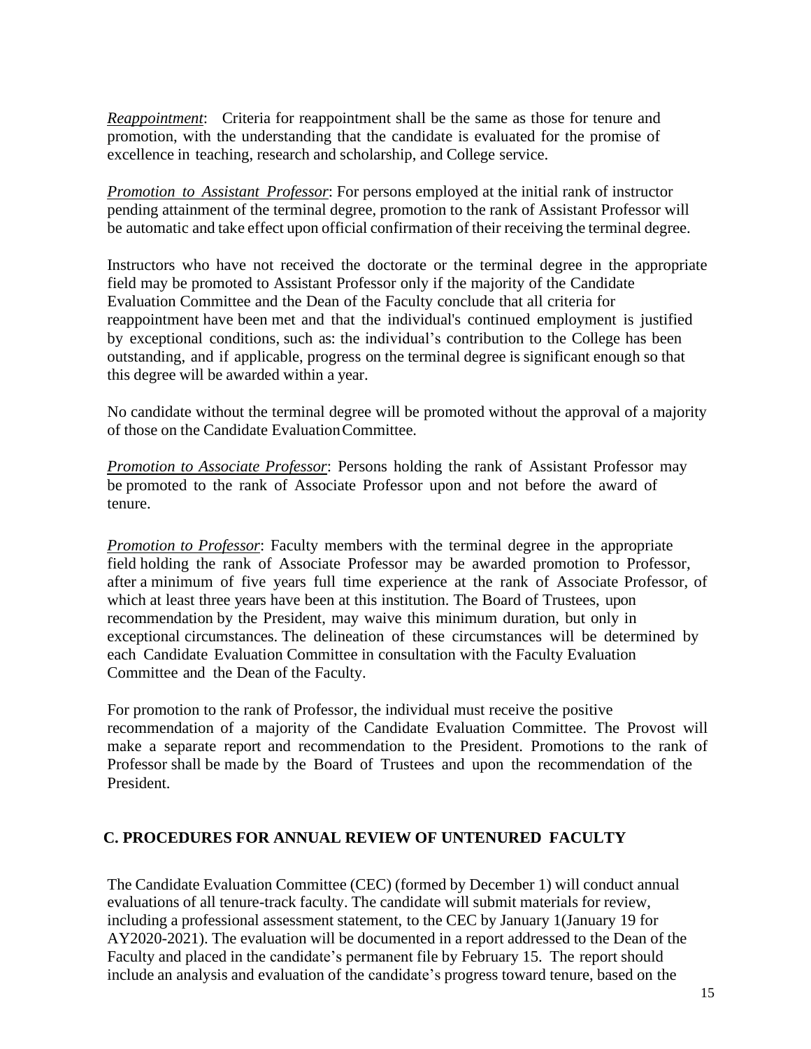*Reappointment*: Criteria for reappointment shall be the same as those for tenure and promotion, with the understanding that the candidate is evaluated for the promise of excellence in teaching, research and scholarship, and College service.

*Promotion to Assistant Professor*: For persons employed at the initial rank of instructor pending attainment of the terminal degree, promotion to the rank of Assistant Professor will be automatic and take effect upon official confirmation of their receiving the terminal degree.

Instructors who have not received the doctorate or the terminal degree in the appropriate field may be promoted to Assistant Professor only if the majority of the Candidate Evaluation Committee and the Dean of the Faculty conclude that all criteria for reappointment have been met and that the individual's continued employment is justified by exceptional conditions, such as: the individual's contribution to the College has been outstanding, and if applicable, progress on the terminal degree is significant enough so that this degree will be awarded within a year.

No candidate without the terminal degree will be promoted without the approval of a majority of those on the Candidate Evaluation Committee.

*Promotion to Associate Professor*: Persons holding the rank of Assistant Professor may be promoted to the rank of Associate Professor upon and not before the award of tenure.

*Promotion to Professor*: Faculty members with the terminal degree in the appropriate field holding the rank of Associate Professor may be awarded promotion to Professor, after a minimum of five years full time experience at the rank of Associate Professor, of which at least three years have been at this institution. The Board of Trustees, upon recommendation by the President, may waive this minimum duration, but only in exceptional circumstances. The delineation of these circumstances will be determined by each Candidate Evaluation Committee in consultation with the Faculty Evaluation Committee and the Dean of the Faculty.

For promotion to the rank of Professor, the individual must receive the positive recommendation of a majority of the Candidate Evaluation Committee. The Provost will make a separate report and recommendation to the President. Promotions to the rank of Professor shall be made by the Board of Trustees and upon the recommendation of the President.

## C. PROCEDURES FOR ANNUAL REVIEW OF UNTENURED FACULTY

The Candidate Evaluation Committee (CEC) (formed by December 1) will conduct annual evaluations of all tenure-track faculty. The candidate will submit materials for review, including a professional assessment statement, to the CEC by January 1(January 19 for AY2020-2021). The evaluation will be documented in a report addressed to the Dean of the Faculty and placed in the candidate's permanent file by February 15. The report should include an analysis and evaluation of the candidate's progress toward tenure, based on the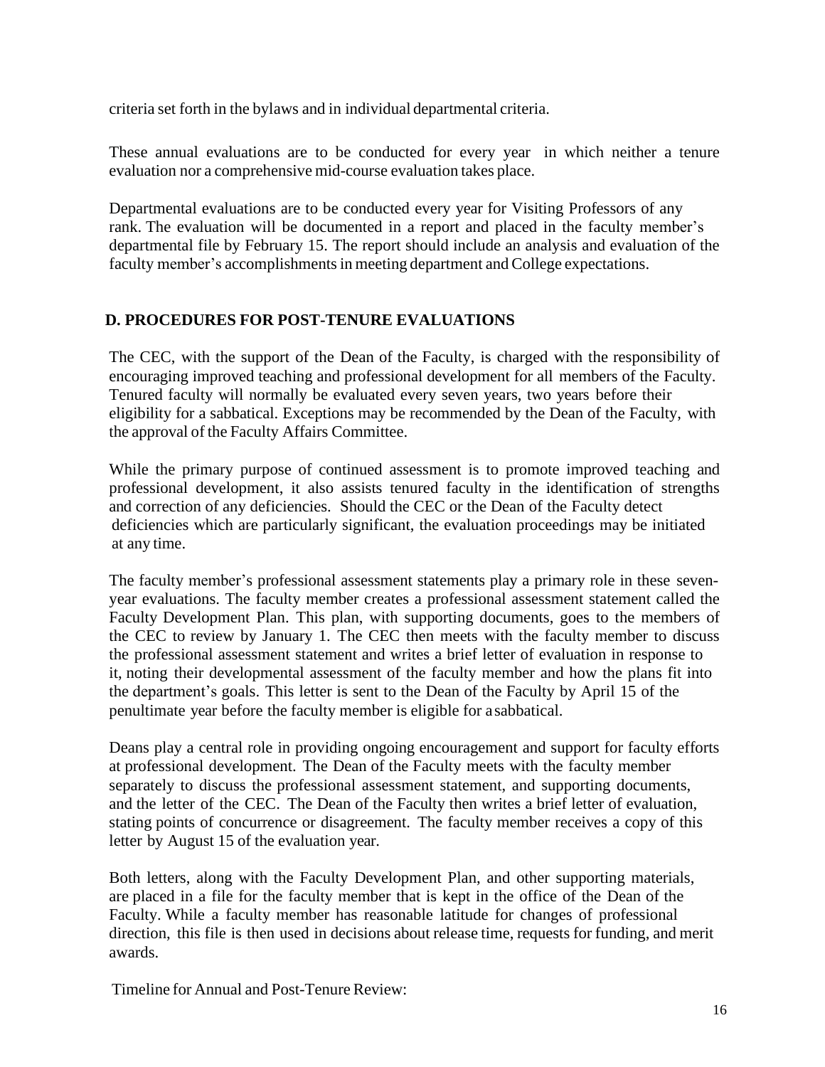criteria set forth in the bylaws and in individual departmental criteria.

These annual evaluations are to be conducted for every year in which neither a tenure evaluation nor a comprehensive mid-course evaluation takes place.

Departmental evaluations are to be conducted every year for Visiting Professors of any rank. The evaluation will be documented in a report and placed in the faculty member's departmental file by February 15. The report should include an analysis and evaluation of the faculty member's accomplishments in meeting department and College expectations.

## D. PROCEDURES FOR POST-TENURE EVALUATIONS

The CEC, with the support of the Dean of the Faculty, is charged with the responsibility of encouraging improved teaching and professional development for all members of the Faculty. Tenured faculty will normally be evaluated every seven years, two years before their eligibility for a sabbatical. Exceptions may be recommended by the Dean of the Faculty, with the approval of the Faculty Affairs Committee.

While the primary purpose of continued assessment is to promote improved teaching and professional development, it also assists tenured faculty in the identification of strengths and correction of any deficiencies. Should the CEC or the Dean of the Faculty detect deficiencies which are particularly significant, the evaluation proceedings may be initiated at any time.

The faculty member's professional assessment statements play a primary role in these seven-year evaluations. The faculty member creates a professional assessment statement called the Faculty Development Plan. This plan, with supporting documents, goes to the members of the CEC to review by January 1. The CEC then meets with the faculty member to discuss the professional assessment statement and writes a brief letter of evaluation in response to it, noting their developmental assessment of the faculty member and how the plans fit into the department's goals. This letter is sent to the Dean of the Faculty by April 15 of the penultimate year before the faculty member is eligible for a sabbatical.

Deans play a central role in providing ongoing encouragement and support for faculty efforts at professional development. The Dean of the Faculty meets with the faculty member separately to discuss the professional assessment statement, and supporting documents, and the letter of the CEC. The Dean of the Faculty then writes a brief letter of evaluation, stating points of concurrence or disagreement. The faculty member receives a copy of this letter by August 15 of the evaluation year.

Both letters, along with the Faculty Development Plan, and other supporting materials, are placed in a file for the faculty member that is kept in the office of the Dean of the Faculty. While a faculty member has reasonable latitude for changes of professional direction, this file is then used in decisions about release time, requests for funding, and merit awards.

Timeline for Annual and Post-Tenure Review: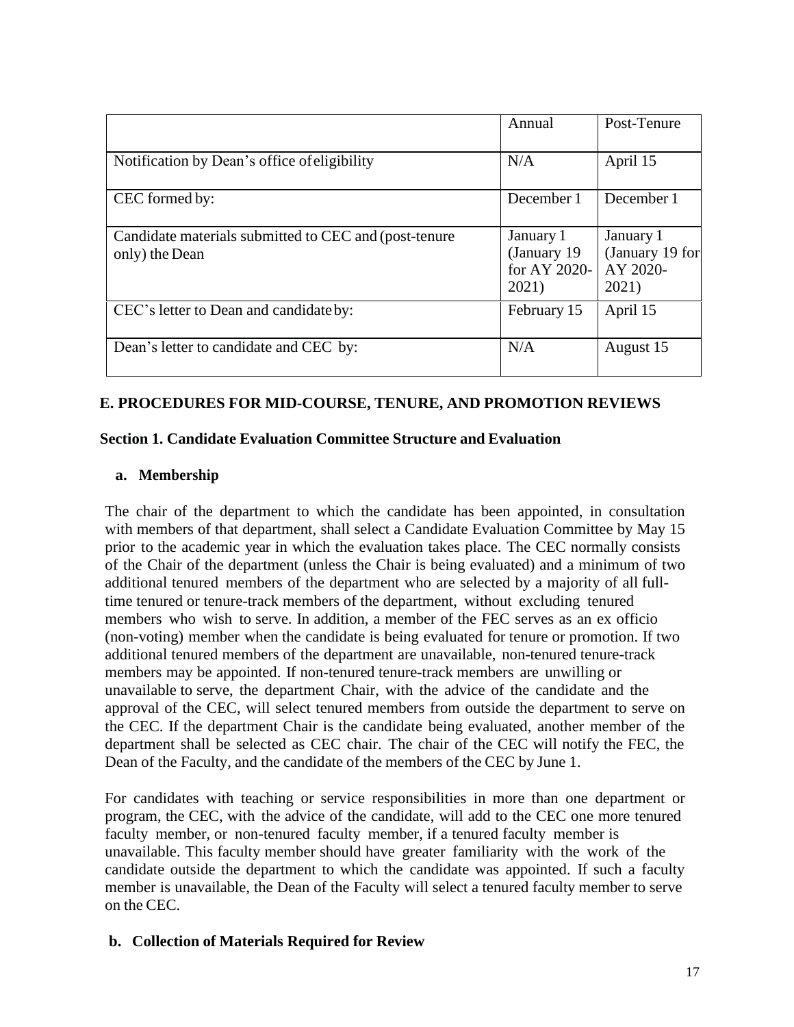| | Annual | Post-Tenure |
|---|---|---|
| Notification by Dean's office of eligibility | N/A | April 15 |
| CEC formed by: | December 1 | December 1 |
| Candidate materials submitted to CEC and (post-tenure only) the Dean | January 1 (January 19 for AY 2020-2021) | January 1 (January 19 for AY 2020-2021) |
| CEC's letter to Dean and candidate by: | February 15 | April 15 |
| Dean's letter to candidate and CEC by: | N/A | August 15 |

## E. PROCEDURES FOR MID-COURSE, TENURE, AND PROMOTION REVIEWS

### Section 1. Candidate Evaluation Committee Structure and Evaluation

#### a. Membership

The chair of the department to which the candidate has been appointed, in consultation with members of that department, shall select a Candidate Evaluation Committee by May 15 prior to the academic year in which the evaluation takes place. The CEC normally consists of the Chair of the department (unless the Chair is being evaluated) and a minimum of two additional tenured members of the department who are selected by a majority of all full-time tenured or tenure-track members of the department, without excluding tenured members who wish to serve. In addition, a member of the FEC serves as an ex officio (non-voting) member when the candidate is being evaluated for tenure or promotion. If two additional tenured members of the department are unavailable, non-tenured tenure-track members may be appointed. If non-tenured tenure-track members are unwilling or unavailable to serve, the department Chair, with the advice of the candidate and the approval of the CEC, will select tenured members from outside the department to serve on the CEC. If the department Chair is the candidate being evaluated, another member of the department shall be selected as CEC chair. The chair of the CEC will notify the FEC, the Dean of the Faculty, and the candidate of the members of the CEC by June 1.

For candidates with teaching or service responsibilities in more than one department or program, the CEC, with the advice of the candidate, will add to the CEC one more tenured faculty member, or non-tenured faculty member, if a tenured faculty member is unavailable. This faculty member should have greater familiarity with the work of the candidate outside the department to which the candidate was appointed. If such a faculty member is unavailable, the Dean of the Faculty will select a tenured faculty member to serve on the CEC.

#### b. Collection of Materials Required for Review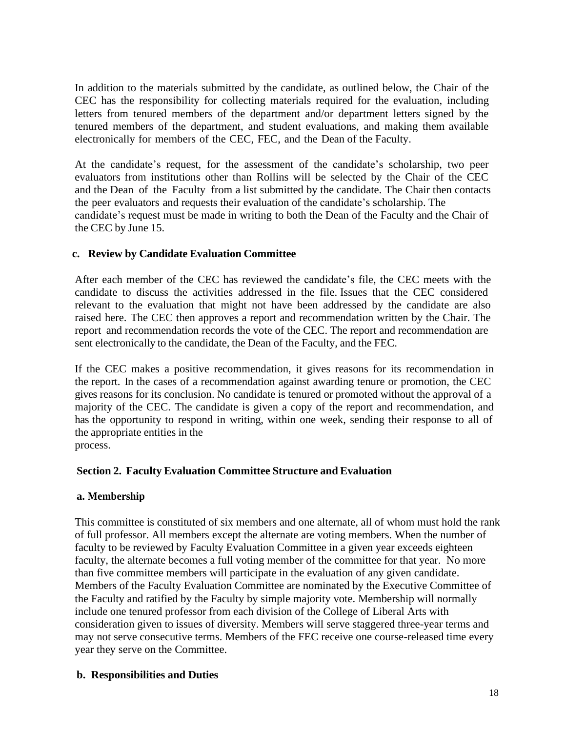In addition to the materials submitted by the candidate, as outlined below, the Chair of the CEC has the responsibility for collecting materials required for the evaluation, including letters from tenured members of the department and/or department letters signed by the tenured members of the department, and student evaluations, and making them available electronically for members of the CEC, FEC, and the Dean of the Faculty.

At the candidate's request, for the assessment of the candidate's scholarship, two peer evaluators from institutions other than Rollins will be selected by the Chair of the CEC and the Dean of the Faculty from a list submitted by the candidate. The Chair then contacts the peer evaluators and requests their evaluation of the candidate's scholarship. The candidate's request must be made in writing to both the Dean of the Faculty and the Chair of the CEC by June 15.

### c. Review by Candidate Evaluation Committee

After each member of the CEC has reviewed the candidate's file, the CEC meets with the candidate to discuss the activities addressed in the file. Issues that the CEC considered relevant to the evaluation that might not have been addressed by the candidate are also raised here. The CEC then approves a report and recommendation written by the Chair. The report and recommendation records the vote of the CEC. The report and recommendation are sent electronically to the candidate, the Dean of the Faculty, and the FEC.

If the CEC makes a positive recommendation, it gives reasons for its recommendation in the report. In the cases of a recommendation against awarding tenure or promotion, the CEC gives reasons for its conclusion. No candidate is tenured or promoted without the approval of a majority of the CEC. The candidate is given a copy of the report and recommendation, and has the opportunity to respond in writing, within one week, sending their response to all of the appropriate entities in the process.

## Section 2. Faculty Evaluation Committee Structure and Evaluation

### a. Membership

This committee is constituted of six members and one alternate, all of whom must hold the rank of full professor. All members except the alternate are voting members. When the number of faculty to be reviewed by Faculty Evaluation Committee in a given year exceeds eighteen faculty, the alternate becomes a full voting member of the committee for that year. No more than five committee members will participate in the evaluation of any given candidate. Members of the Faculty Evaluation Committee are nominated by the Executive Committee of the Faculty and ratified by the Faculty by simple majority vote. Membership will normally include one tenured professor from each division of the College of Liberal Arts with consideration given to issues of diversity. Members will serve staggered three-year terms and may not serve consecutive terms. Members of the FEC receive one course-released time every year they serve on the Committee.

### b. Responsibilities and Duties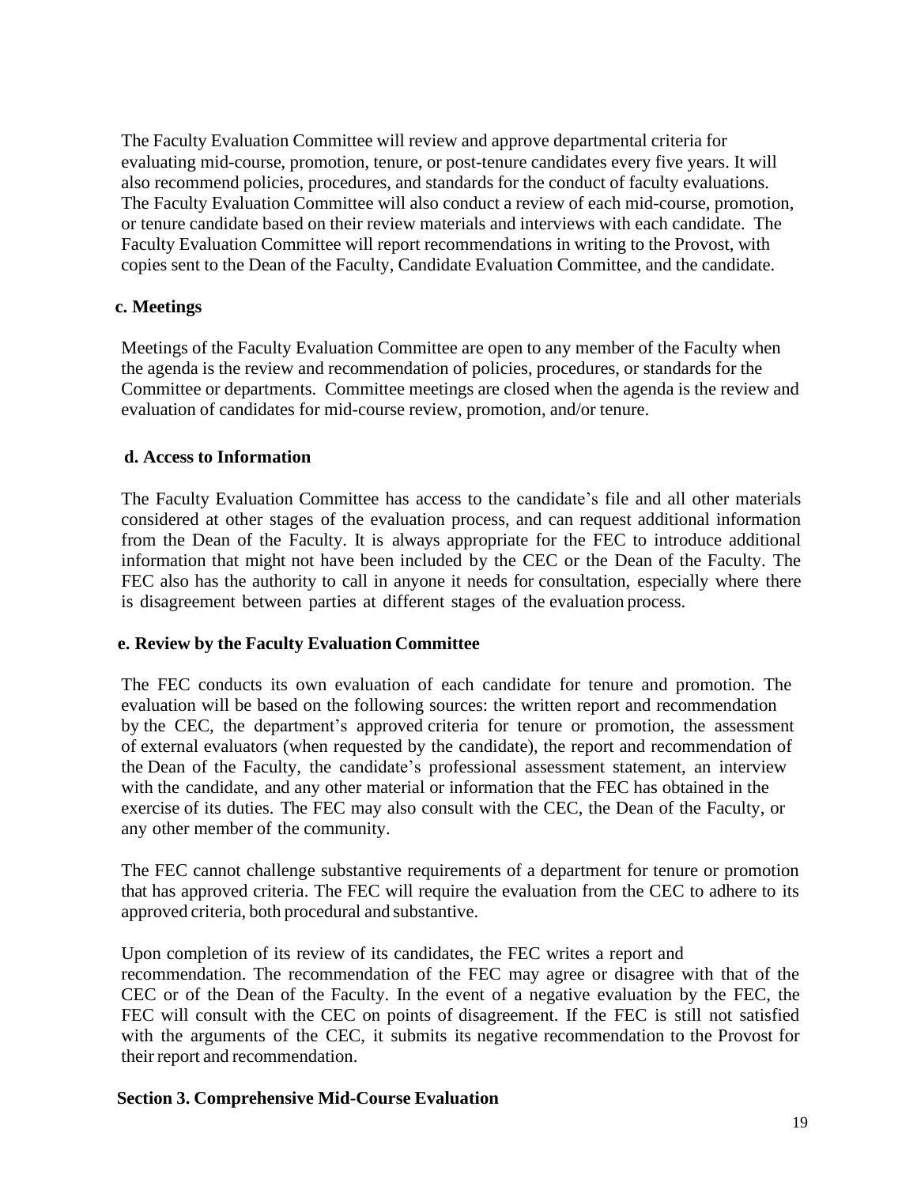The Faculty Evaluation Committee will review and approve departmental criteria for evaluating mid-course, promotion, tenure, or post-tenure candidates every five years. It will also recommend policies, procedures, and standards for the conduct of faculty evaluations. The Faculty Evaluation Committee will also conduct a review of each mid-course, promotion, or tenure candidate based on their review materials and interviews with each candidate. The Faculty Evaluation Committee will report recommendations in writing to the Provost, with copies sent to the Dean of the Faculty, Candidate Evaluation Committee, and the candidate.

**c. Meetings**

Meetings of the Faculty Evaluation Committee are open to any member of the Faculty when the agenda is the review and recommendation of policies, procedures, or standards for the Committee or departments. Committee meetings are closed when the agenda is the review and evaluation of candidates for mid-course review, promotion, and/or tenure.

**d. Access to Information**

The Faculty Evaluation Committee has access to the candidate's file and all other materials considered at other stages of the evaluation process, and can request additional information from the Dean of the Faculty. It is always appropriate for the FEC to introduce additional information that might not have been included by the CEC or the Dean of the Faculty. The FEC also has the authority to call in anyone it needs for consultation, especially where there is disagreement between parties at different stages of the evaluation process.

**e. Review by the Faculty Evaluation Committee**

The FEC conducts its own evaluation of each candidate for tenure and promotion. The evaluation will be based on the following sources: the written report and recommendation by the CEC, the department's approved criteria for tenure or promotion, the assessment of external evaluators (when requested by the candidate), the report and recommendation of the Dean of the Faculty, the candidate's professional assessment statement, an interview with the candidate, and any other material or information that the FEC has obtained in the exercise of its duties. The FEC may also consult with the CEC, the Dean of the Faculty, or any other member of the community.

The FEC cannot challenge substantive requirements of a department for tenure or promotion that has approved criteria. The FEC will require the evaluation from the CEC to adhere to its approved criteria, both procedural and substantive.

Upon completion of its review of its candidates, the FEC writes a report and recommendation. The recommendation of the FEC may agree or disagree with that of the CEC or of the Dean of the Faculty. In the event of a negative evaluation by the FEC, the FEC will consult with the CEC on points of disagreement. If the FEC is still not satisfied with the arguments of the CEC, it submits its negative recommendation to the Provost for their report and recommendation.

**Section 3. Comprehensive Mid-Course Evaluation**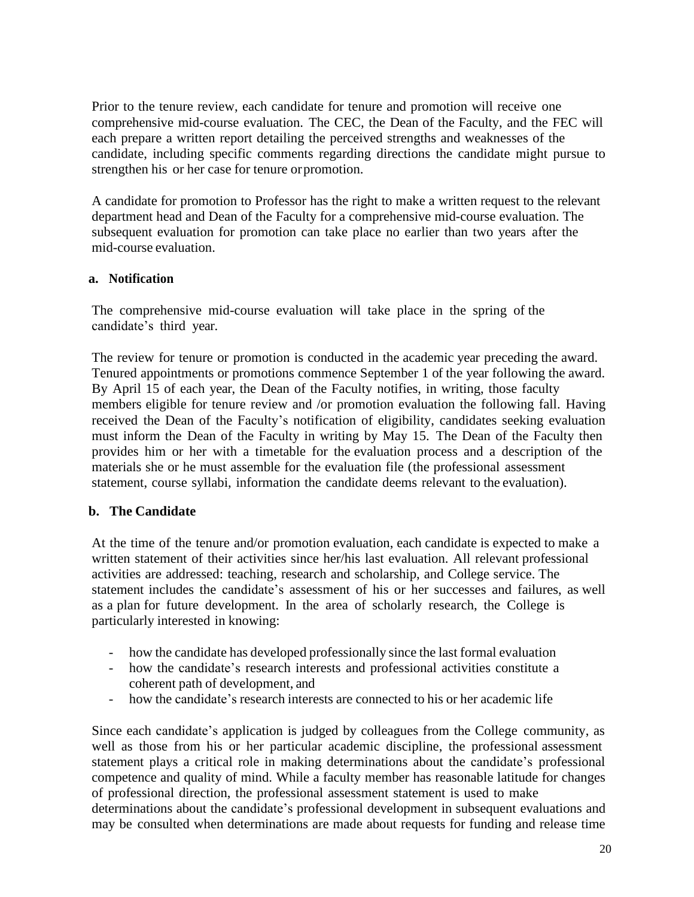Prior to the tenure review, each candidate for tenure and promotion will receive one comprehensive mid-course evaluation. The CEC, the Dean of the Faculty, and the FEC will each prepare a written report detailing the perceived strengths and weaknesses of the candidate, including specific comments regarding directions the candidate might pursue to strengthen his or her case for tenure or promotion.

A candidate for promotion to Professor has the right to make a written request to the relevant department head and Dean of the Faculty for a comprehensive mid-course evaluation. The subsequent evaluation for promotion can take place no earlier than two years after the mid-course evaluation.

**a. Notification**

The comprehensive mid-course evaluation will take place in the spring of the candidate's third year.

The review for tenure or promotion is conducted in the academic year preceding the award. Tenured appointments or promotions commence September 1 of the year following the award. By April 15 of each year, the Dean of the Faculty notifies, in writing, those faculty members eligible for tenure review and /or promotion evaluation the following fall. Having received the Dean of the Faculty's notification of eligibility, candidates seeking evaluation must inform the Dean of the Faculty in writing by May 15. The Dean of the Faculty then provides him or her with a timetable for the evaluation process and a description of the materials she or he must assemble for the evaluation file (the professional assessment statement, course syllabi, information the candidate deems relevant to the evaluation).

**b. The Candidate**

At the time of the tenure and/or promotion evaluation, each candidate is expected to make a written statement of their activities since her/his last evaluation. All relevant professional activities are addressed: teaching, research and scholarship, and College service. The statement includes the candidate's assessment of his or her successes and failures, as well as a plan for future development. In the area of scholarly research, the College is particularly interested in knowing:

- how the candidate has developed professionally since the last formal evaluation
- how the candidate's research interests and professional activities constitute a coherent path of development, and
- how the candidate's research interests are connected to his or her academic life

Since each candidate's application is judged by colleagues from the College community, as well as those from his or her particular academic discipline, the professional assessment statement plays a critical role in making determinations about the candidate's professional competence and quality of mind. While a faculty member has reasonable latitude for changes of professional direction, the professional assessment statement is used to make determinations about the candidate's professional development in subsequent evaluations and may be consulted when determinations are made about requests for funding and release time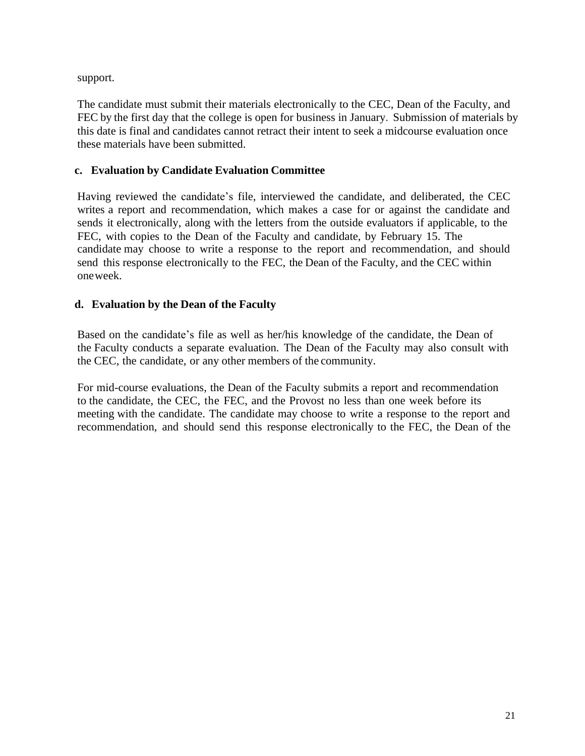support.

The candidate must submit their materials electronically to the CEC, Dean of the Faculty, and FEC by the first day that the college is open for business in January. Submission of materials by this date is final and candidates cannot retract their intent to seek a midcourse evaluation once these materials have been submitted.

### c. Evaluation by Candidate Evaluation Committee

Having reviewed the candidate's file, interviewed the candidate, and deliberated, the CEC writes a report and recommendation, which makes a case for or against the candidate and sends it electronically, along with the letters from the outside evaluators if applicable, to the FEC, with copies to the Dean of the Faculty and candidate, by February 15. The candidate may choose to write a response to the report and recommendation, and should send this response electronically to the FEC, the Dean of the Faculty, and the CEC within oneweek.

### d. Evaluation by the Dean of the Faculty

Based on the candidate's file as well as her/his knowledge of the candidate, the Dean of the Faculty conducts a separate evaluation. The Dean of the Faculty may also consult with the CEC, the candidate, or any other members of the community.

For mid-course evaluations, the Dean of the Faculty submits a report and recommendation to the candidate, the CEC, the FEC, and the Provost no less than one week before its meeting with the candidate. The candidate may choose to write a response to the report and recommendation, and should send this response electronically to the FEC, the Dean of the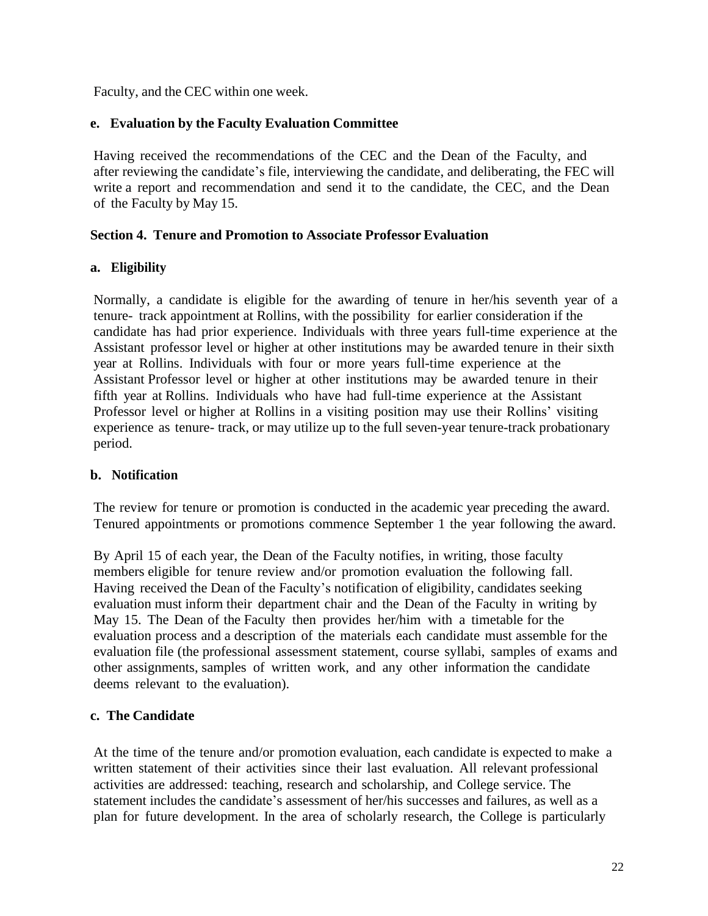Faculty, and the CEC within one week.

**e. Evaluation by the Faculty Evaluation Committee**

Having received the recommendations of the CEC and the Dean of the Faculty, and after reviewing the candidate's file, interviewing the candidate, and deliberating, the FEC will write a report and recommendation and send it to the candidate, the CEC, and the Dean of the Faculty by May 15.

## Section 4. Tenure and Promotion to Associate Professor Evaluation

**a. Eligibility**

Normally, a candidate is eligible for the awarding of tenure in her/his seventh year of a tenure- track appointment at Rollins, with the possibility for earlier consideration if the candidate has had prior experience. Individuals with three years full-time experience at the Assistant professor level or higher at other institutions may be awarded tenure in their sixth year at Rollins. Individuals with four or more years full-time experience at the Assistant Professor level or higher at other institutions may be awarded tenure in their fifth year at Rollins. Individuals who have had full-time experience at the Assistant Professor level or higher at Rollins in a visiting position may use their Rollins' visiting experience as tenure- track, or may utilize up to the full seven-year tenure-track probationary period.

**b. Notification**

The review for tenure or promotion is conducted in the academic year preceding the award. Tenured appointments or promotions commence September 1 the year following the award.

By April 15 of each year, the Dean of the Faculty notifies, in writing, those faculty members eligible for tenure review and/or promotion evaluation the following fall. Having received the Dean of the Faculty's notification of eligibility, candidates seeking evaluation must inform their department chair and the Dean of the Faculty in writing by May 15. The Dean of the Faculty then provides her/him with a timetable for the evaluation process and a description of the materials each candidate must assemble for the evaluation file (the professional assessment statement, course syllabi, samples of exams and other assignments, samples of written work, and any other information the candidate deems relevant to the evaluation).

**c. The Candidate**

At the time of the tenure and/or promotion evaluation, each candidate is expected to make a written statement of their activities since their last evaluation. All relevant professional activities are addressed: teaching, research and scholarship, and College service. The statement includes the candidate's assessment of her/his successes and failures, as well as a plan for future development. In the area of scholarly research, the College is particularly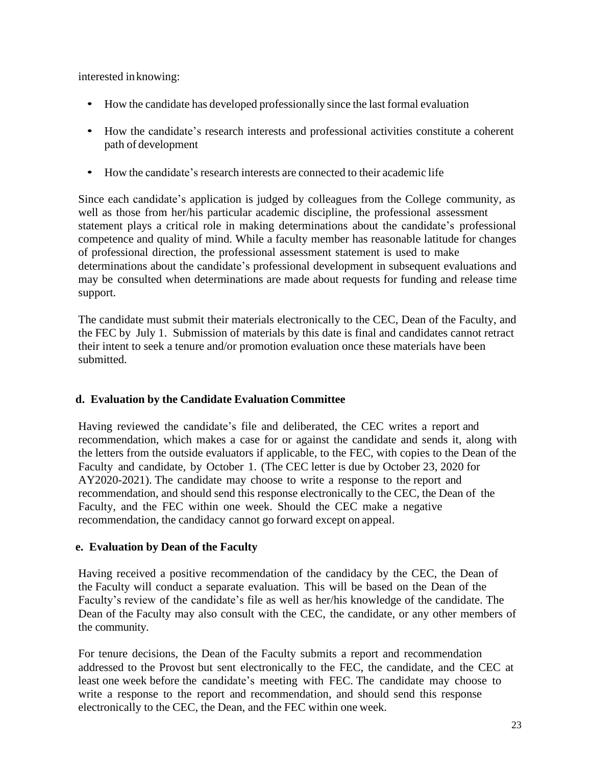interested in knowing:

- How the candidate has developed professionally since the last formal evaluation
- How the candidate's research interests and professional activities constitute a coherent path of development
- How the candidate's research interests are connected to their academic life

Since each candidate's application is judged by colleagues from the College community, as well as those from her/his particular academic discipline, the professional assessment statement plays a critical role in making determinations about the candidate's professional competence and quality of mind. While a faculty member has reasonable latitude for changes of professional direction, the professional assessment statement is used to make determinations about the candidate's professional development in subsequent evaluations and may be consulted when determinations are made about requests for funding and release time support.

The candidate must submit their materials electronically to the CEC, Dean of the Faculty, and the FEC by July 1. Submission of materials by this date is final and candidates cannot retract their intent to seek a tenure and/or promotion evaluation once these materials have been submitted.

### d. Evaluation by the Candidate Evaluation Committee

Having reviewed the candidate's file and deliberated, the CEC writes a report and recommendation, which makes a case for or against the candidate and sends it, along with the letters from the outside evaluators if applicable, to the FEC, with copies to the Dean of the Faculty and candidate, by October 1. (The CEC letter is due by October 23, 2020 for AY2020-2021). The candidate may choose to write a response to the report and recommendation, and should send this response electronically to the CEC, the Dean of the Faculty, and the FEC within one week. Should the CEC make a negative recommendation, the candidacy cannot go forward except on appeal.

### e. Evaluation by Dean of the Faculty

Having received a positive recommendation of the candidacy by the CEC, the Dean of the Faculty will conduct a separate evaluation. This will be based on the Dean of the Faculty's review of the candidate's file as well as her/his knowledge of the candidate. The Dean of the Faculty may also consult with the CEC, the candidate, or any other members of the community.

For tenure decisions, the Dean of the Faculty submits a report and recommendation addressed to the Provost but sent electronically to the FEC, the candidate, and the CEC at least one week before the candidate's meeting with FEC. The candidate may choose to write a response to the report and recommendation, and should send this response electronically to the CEC, the Dean, and the FEC within one week.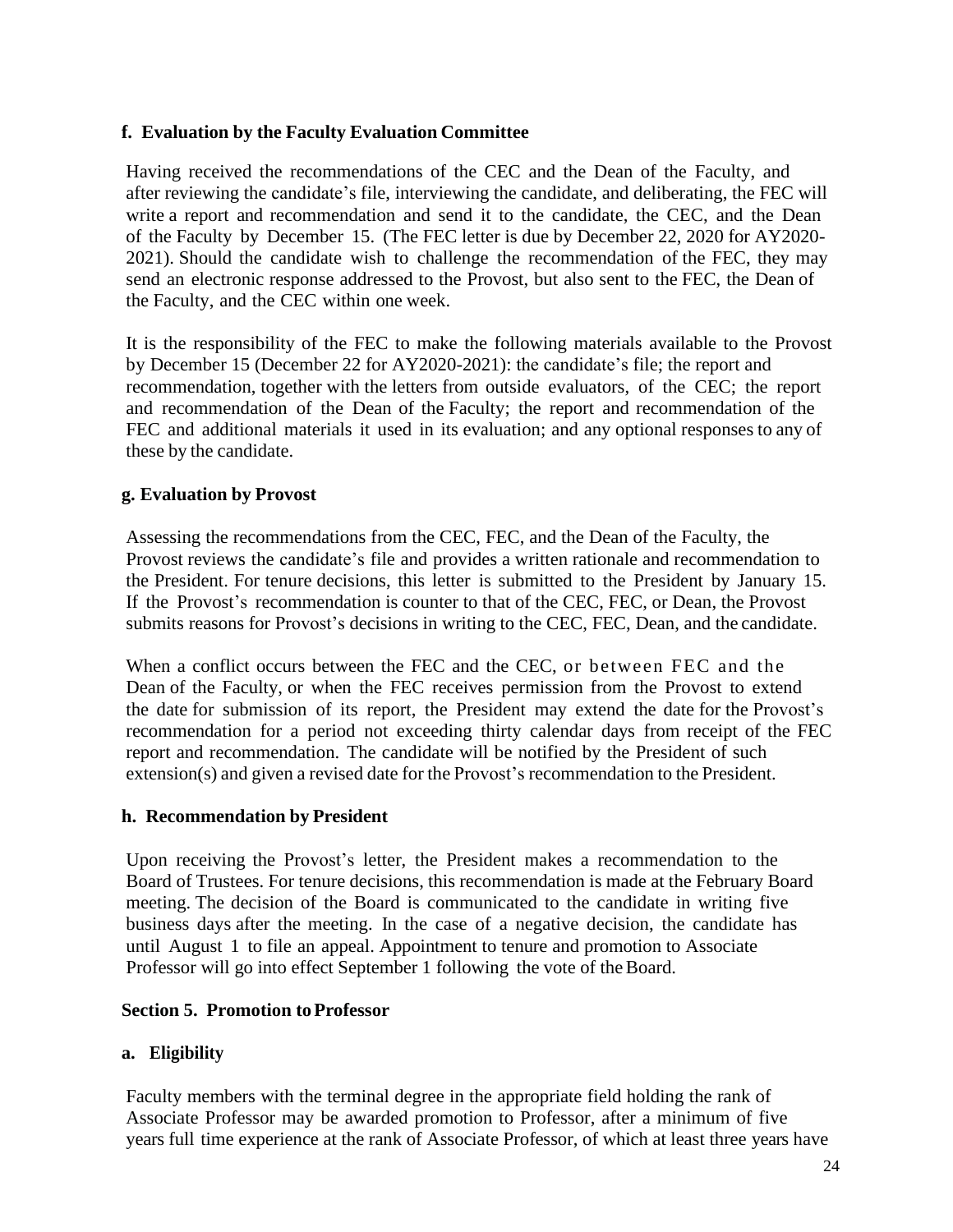#### f. Evaluation by the Faculty Evaluation Committee

Having received the recommendations of the CEC and the Dean of the Faculty, and after reviewing the candidate's file, interviewing the candidate, and deliberating, the FEC will write a report and recommendation and send it to the candidate, the CEC, and the Dean of the Faculty by December 15. (The FEC letter is due by December 22, 2020 for AY2020-2021). Should the candidate wish to challenge the recommendation of the FEC, they may send an electronic response addressed to the Provost, but also sent to the FEC, the Dean of the Faculty, and the CEC within one week.

It is the responsibility of the FEC to make the following materials available to the Provost by December 15 (December 22 for AY2020-2021): the candidate's file; the report and recommendation, together with the letters from outside evaluators, of the CEC; the report and recommendation of the Dean of the Faculty; the report and recommendation of the FEC and additional materials it used in its evaluation; and any optional responses to any of these by the candidate.

#### g. Evaluation by Provost

Assessing the recommendations from the CEC, FEC, and the Dean of the Faculty, the Provost reviews the candidate's file and provides a written rationale and recommendation to the President. For tenure decisions, this letter is submitted to the President by January 15. If the Provost's recommendation is counter to that of the CEC, FEC, or Dean, the Provost submits reasons for Provost's decisions in writing to the CEC, FEC, Dean, and the candidate.

When a conflict occurs between the FEC and the CEC, or between FEC and the Dean of the Faculty, or when the FEC receives permission from the Provost to extend the date for submission of its report, the President may extend the date for the Provost's recommendation for a period not exceeding thirty calendar days from receipt of the FEC report and recommendation. The candidate will be notified by the President of such extension(s) and given a revised date for the Provost's recommendation to the President.

#### h. Recommendation by President

Upon receiving the Provost's letter, the President makes a recommendation to the Board of Trustees. For tenure decisions, this recommendation is made at the February Board meeting. The decision of the Board is communicated to the candidate in writing five business days after the meeting. In the case of a negative decision, the candidate has until August 1 to file an appeal. Appointment to tenure and promotion to Associate Professor will go into effect September 1 following the vote of the Board.

### Section 5. Promotion to Professor

#### a. Eligibility

Faculty members with the terminal degree in the appropriate field holding the rank of Associate Professor may be awarded promotion to Professor, after a minimum of five years full time experience at the rank of Associate Professor, of which at least three years have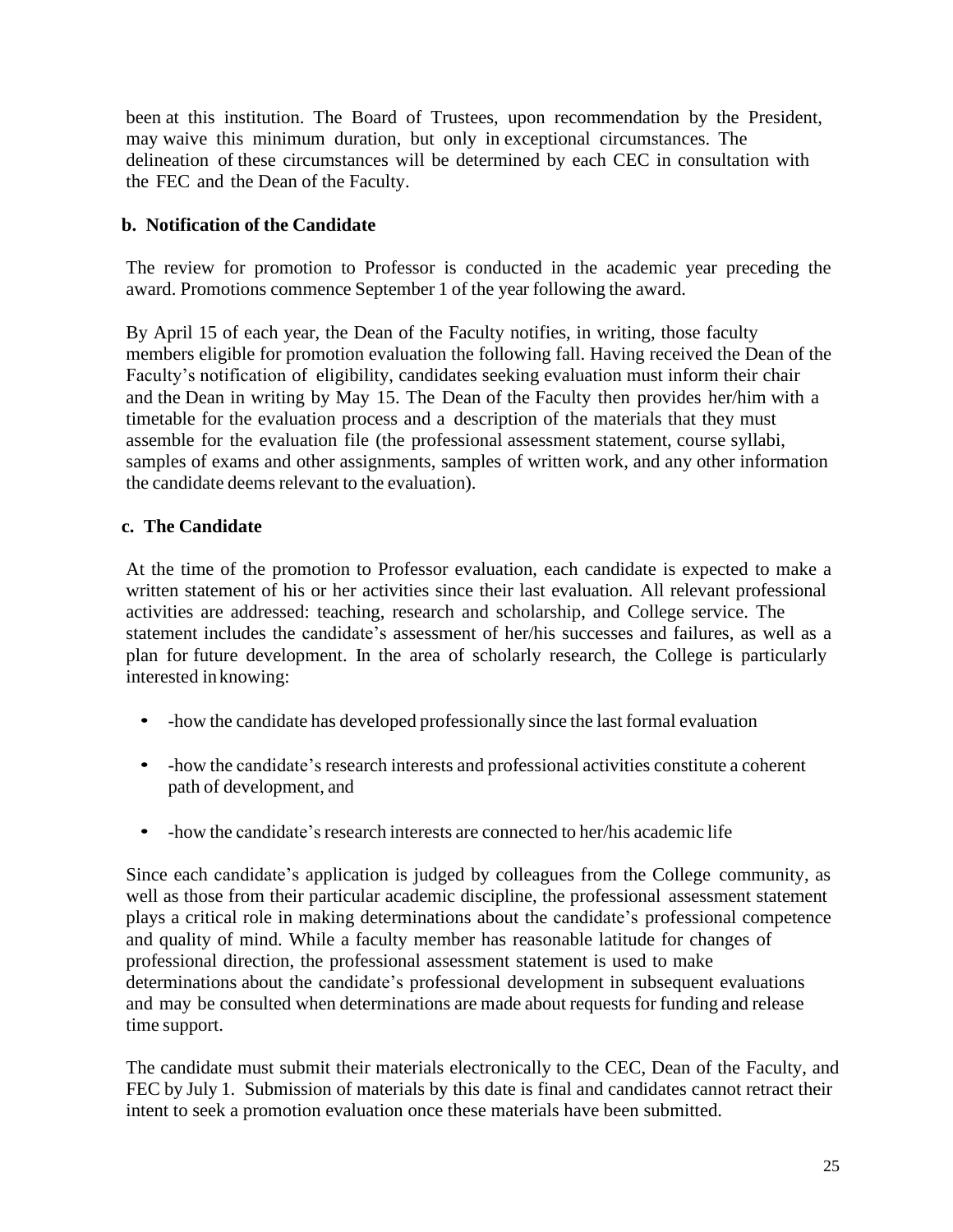been at this institution. The Board of Trustees, upon recommendation by the President, may waive this minimum duration, but only in exceptional circumstances. The delineation of these circumstances will be determined by each CEC in consultation with the FEC and the Dean of the Faculty.

**b. Notification of the Candidate**

The review for promotion to Professor is conducted in the academic year preceding the award. Promotions commence September 1 of the year following the award.

By April 15 of each year, the Dean of the Faculty notifies, in writing, those faculty members eligible for promotion evaluation the following fall. Having received the Dean of the Faculty's notification of eligibility, candidates seeking evaluation must inform their chair and the Dean in writing by May 15. The Dean of the Faculty then provides her/him with a timetable for the evaluation process and a description of the materials that they must assemble for the evaluation file (the professional assessment statement, course syllabi, samples of exams and other assignments, samples of written work, and any other information the candidate deems relevant to the evaluation).

**c. The Candidate**

At the time of the promotion to Professor evaluation, each candidate is expected to make a written statement of his or her activities since their last evaluation. All relevant professional activities are addressed: teaching, research and scholarship, and College service. The statement includes the candidate's assessment of her/his successes and failures, as well as a plan for future development. In the area of scholarly research, the College is particularly interested in knowing:

- -how the candidate has developed professionally since the last formal evaluation
- -how the candidate's research interests and professional activities constitute a coherent path of development, and
- -how the candidate's research interests are connected to her/his academic life

Since each candidate's application is judged by colleagues from the College community, as well as those from their particular academic discipline, the professional assessment statement plays a critical role in making determinations about the candidate's professional competence and quality of mind. While a faculty member has reasonable latitude for changes of professional direction, the professional assessment statement is used to make determinations about the candidate's professional development in subsequent evaluations and may be consulted when determinations are made about requests for funding and release time support.

The candidate must submit their materials electronically to the CEC, Dean of the Faculty, and FEC by July 1. Submission of materials by this date is final and candidates cannot retract their intent to seek a promotion evaluation once these materials have been submitted.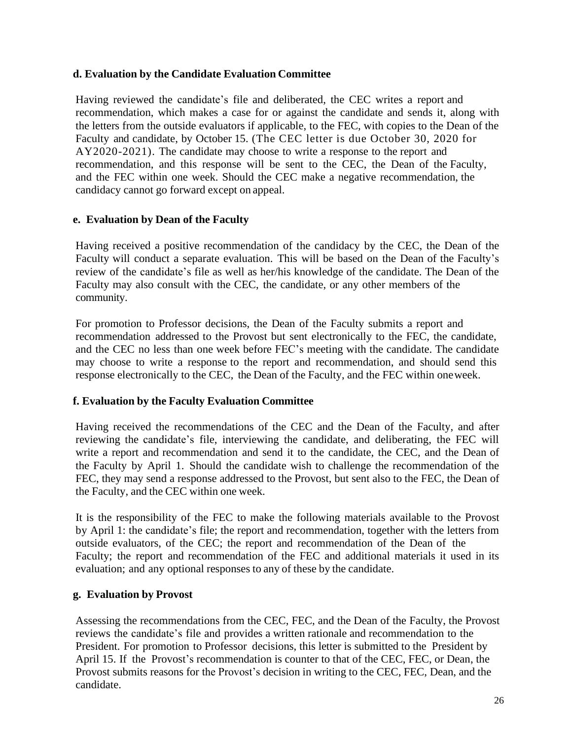#### d. Evaluation by the Candidate Evaluation Committee

Having reviewed the candidate's file and deliberated, the CEC writes a report and recommendation, which makes a case for or against the candidate and sends it, along with the letters from the outside evaluators if applicable, to the FEC, with copies to the Dean of the Faculty and candidate, by October 15. (The CEC letter is due October 30, 2020 for AY2020-2021). The candidate may choose to write a response to the report and recommendation, and this response will be sent to the CEC, the Dean of the Faculty, and the FEC within one week. Should the CEC make a negative recommendation, the candidacy cannot go forward except on appeal.

#### e. Evaluation by Dean of the Faculty

Having received a positive recommendation of the candidacy by the CEC, the Dean of the Faculty will conduct a separate evaluation. This will be based on the Dean of the Faculty's review of the candidate's file as well as her/his knowledge of the candidate. The Dean of the Faculty may also consult with the CEC, the candidate, or any other members of the community.

For promotion to Professor decisions, the Dean of the Faculty submits a report and recommendation addressed to the Provost but sent electronically to the FEC, the candidate, and the CEC no less than one week before FEC's meeting with the candidate. The candidate may choose to write a response to the report and recommendation, and should send this response electronically to the CEC, the Dean of the Faculty, and the FEC within one week.

#### f. Evaluation by the Faculty Evaluation Committee

Having received the recommendations of the CEC and the Dean of the Faculty, and after reviewing the candidate's file, interviewing the candidate, and deliberating, the FEC will write a report and recommendation and send it to the candidate, the CEC, and the Dean of the Faculty by April 1. Should the candidate wish to challenge the recommendation of the FEC, they may send a response addressed to the Provost, but sent also to the FEC, the Dean of the Faculty, and the CEC within one week.

It is the responsibility of the FEC to make the following materials available to the Provost by April 1: the candidate's file; the report and recommendation, together with the letters from outside evaluators, of the CEC; the report and recommendation of the Dean of the Faculty; the report and recommendation of the FEC and additional materials it used in its evaluation; and any optional responses to any of these by the candidate.

#### g. Evaluation by Provost

Assessing the recommendations from the CEC, FEC, and the Dean of the Faculty, the Provost reviews the candidate's file and provides a written rationale and recommendation to the President. For promotion to Professor decisions, this letter is submitted to the President by April 15. If the Provost's recommendation is counter to that of the CEC, FEC, or Dean, the Provost submits reasons for the Provost's decision in writing to the CEC, FEC, Dean, and the candidate.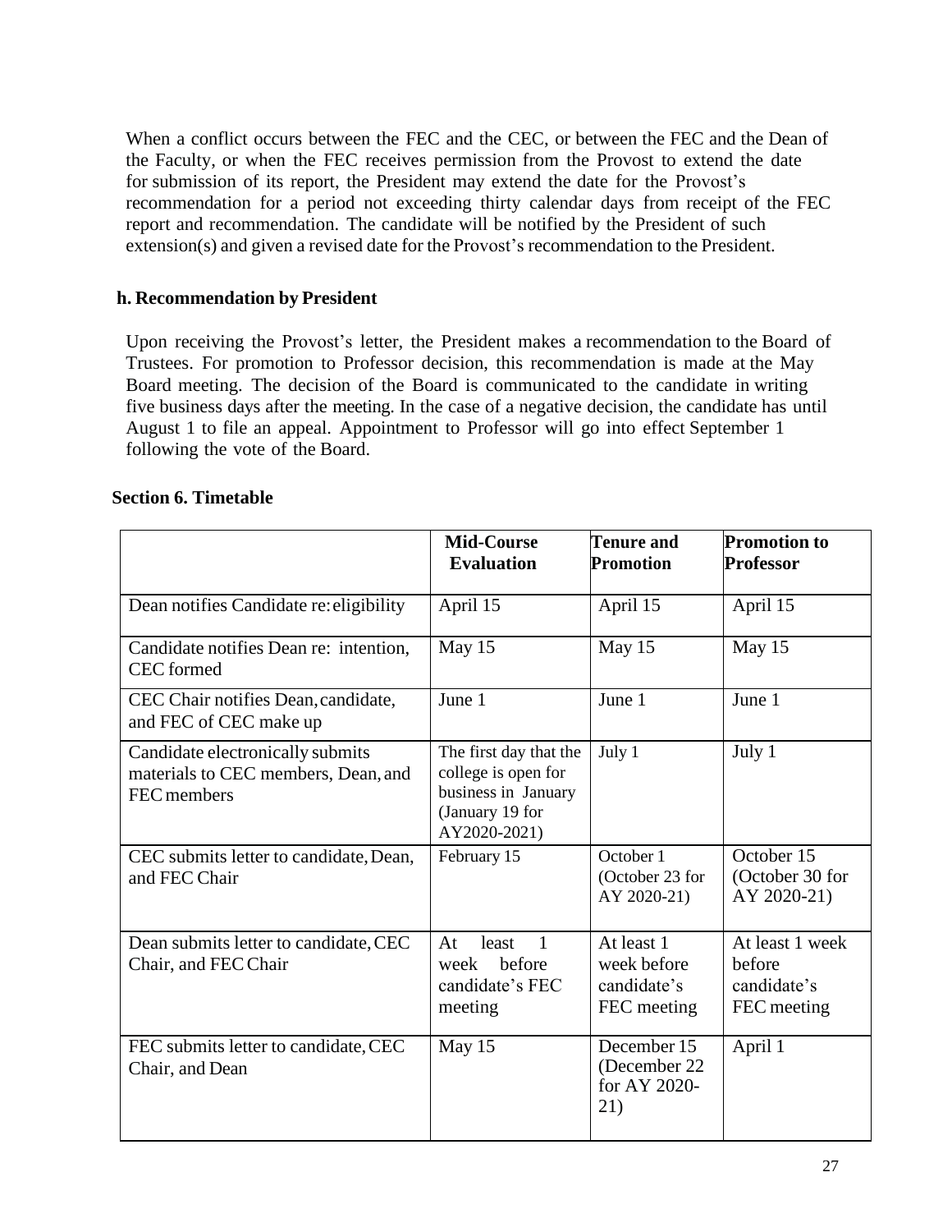When a conflict occurs between the FEC and the CEC, or between the FEC and the Dean of the Faculty, or when the FEC receives permission from the Provost to extend the date for submission of its report, the President may extend the date for the Provost's recommendation for a period not exceeding thirty calendar days from receipt of the FEC report and recommendation. The candidate will be notified by the President of such extension(s) and given a revised date for the Provost's recommendation to the President.

**h. Recommendation by President**

Upon receiving the Provost's letter, the President makes a recommendation to the Board of Trustees. For promotion to Professor decision, this recommendation is made at the May Board meeting. The decision of the Board is communicated to the candidate in writing five business days after the meeting. In the case of a negative decision, the candidate has until August 1 to file an appeal. Appointment to Professor will go into effect September 1 following the vote of the Board.

**Section 6. Timetable**

| | Mid-Course Evaluation | Tenure and Promotion | Promotion to Professor |
|---|---|---|---|
| Dean notifies Candidate re: eligibility | April 15 | April 15 | April 15 |
| Candidate notifies Dean re: intention, CEC formed | May 15 | May 15 | May 15 |
| CEC Chair notifies Dean, candidate, and FEC of CEC make up | June 1 | June 1 | June 1 |
| Candidate electronically submits materials to CEC members, Dean, and FEC members | The first day that the college is open for business in January (January 19 for AY2020-2021) | July 1 | July 1 |
| CEC submits letter to candidate, Dean, and FEC Chair | February 15 | October 1 (October 23 for AY 2020-21) | October 15 (October 30 for AY 2020-21) |
| Dean submits letter to candidate, CEC Chair, and FEC Chair | At least 1 week before candidate's FEC meeting | At least 1 week before candidate's FEC meeting | At least 1 week before candidate's FEC meeting |
| FEC submits letter to candidate, CEC Chair, and Dean | May 15 | December 15 (December 22 for AY 2020-21) | April 1 |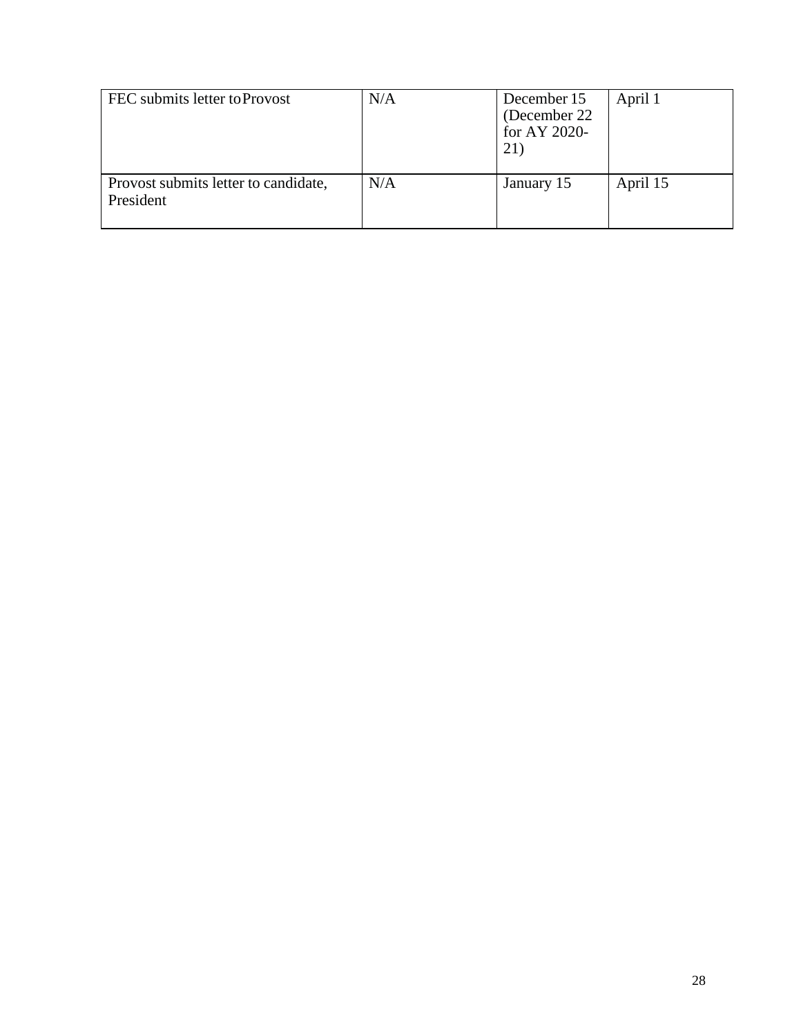| | | | |
|---|---|---|---|
| FEC submits letter to Provost | N/A | December 15 (December 22 for AY 2020-21) | April 1 |
| Provost submits letter to candidate, President | N/A | January 15 | April 15 |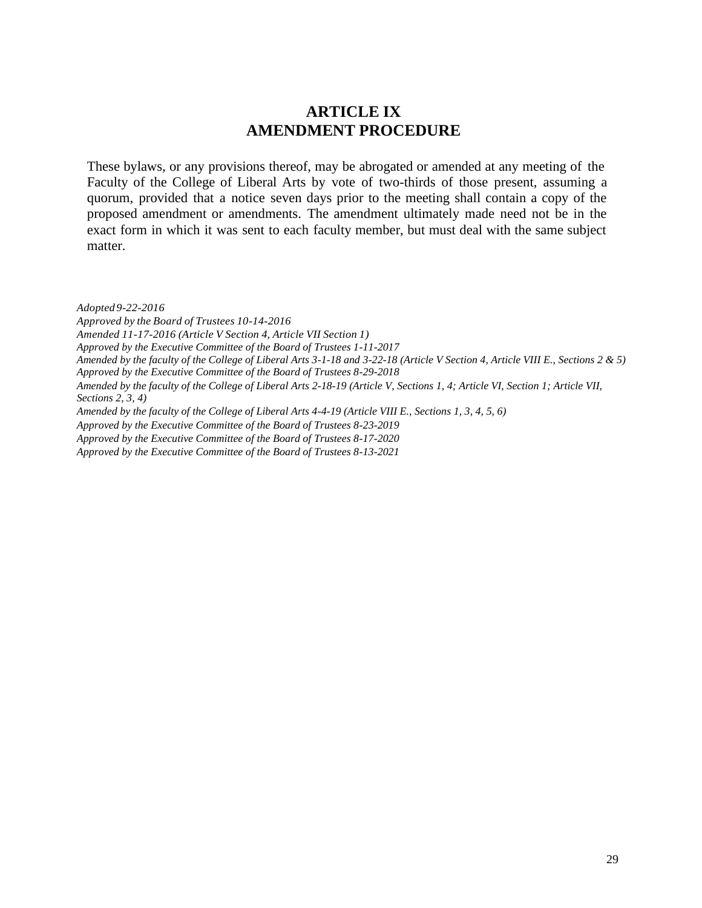# ARTICLE IX
# AMENDMENT PROCEDURE

These bylaws, or any provisions thereof, may be abrogated or amended at any meeting of the Faculty of the College of Liberal Arts by vote of two-thirds of those present, assuming a quorum, provided that a notice seven days prior to the meeting shall contain a copy of the proposed amendment or amendments. The amendment ultimately made need not be in the exact form in which it was sent to each faculty member, but must deal with the same subject matter.

*Adopted 9-22-2016*
*Approved by the Board of Trustees 10-14-2016*
*Amended 11-17-2016 (Article V Section 4, Article VII Section 1)*
*Approved by the Executive Committee of the Board of Trustees 1-11-2017*
*Amended by the faculty of the College of Liberal Arts 3-1-18 and 3-22-18 (Article V Section 4, Article VIII E., Sections 2 & 5)*
*Approved by the Executive Committee of the Board of Trustees 8-29-2018*
*Amended by the faculty of the College of Liberal Arts 2-18-19 (Article V, Sections 1, 4; Article VI, Section 1; Article VII, Sections 2, 3, 4)*
*Amended by the faculty of the College of Liberal Arts 4-4-19 (Article VIII E., Sections 1, 3, 4, 5, 6)*
*Approved by the Executive Committee of the Board of Trustees 8-23-2019*
*Approved by the Executive Committee of the Board of Trustees 8-17-2020*
*Approved by the Executive Committee of the Board of Trustees 8-13-2021*